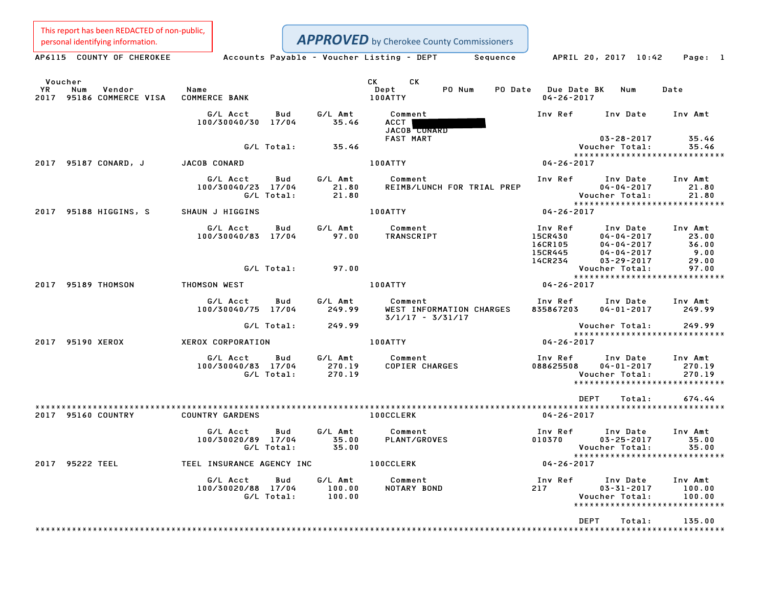This report has been REDACTED of non-public, personal identifying information.

***APPROVED*** by Cherokee County Commissioners

AP6115 COUNTY OF CHEROKEE — Accounts Payable - Voucher Listing - DEPT Sequence — APRIL 20, 2017 10:42

| Voucher YR | Num | Vendor | Name | CK Dept | CK | PO Num | PO Date | Due Date BK | Num | Date |
|---|---|---|---|---|---|---|---|---|---|---|
| 2017 | 95186 | COMMERCE VISA | COMMERCE BANK | 100ATTY | | | | 04-26-2017 | | |

| G/L Acct | Bud | G/L Amt | Comment | Inv Ref | Inv Date | Inv Amt |
|---|---|---|---|---|---|---|
| 100/30040/30 | 17/04 | 35.46 | ACCT [REDACTED] JACOB CONARD FAST MART | | 03-28-2017 | 35.46 |
| | G/L Total: | 35.46 | | | Voucher Total: | 35.46 |

| Voucher YR | Num | Vendor | Name | CK Dept | Due Date |
|---|---|---|---|---|---|
| 2017 | 95187 | CONARD, J | JACOB CONARD | 100ATTY | 04-26-2017 |

| G/L Acct | Bud | G/L Amt | Comment | Inv Ref | Inv Date | Inv Amt |
|---|---|---|---|---|---|---|
| 100/30040/23 | 17/04 | 21.80 | REIMB/LUNCH FOR TRIAL PREP | | 04-04-2017 | 21.80 |
| | G/L Total: | 21.80 | | | Voucher Total: | 21.80 |

| Voucher YR | Num | Vendor | Name | CK Dept | Due Date |
|---|---|---|---|---|---|
| 2017 | 95188 | HIGGINS, S | SHAUN J HIGGINS | 100ATTY | 04-26-2017 |

| G/L Acct | Bud | G/L Amt | Comment | Inv Ref | Inv Date | Inv Amt |
|---|---|---|---|---|---|---|
| 100/30040/83 | 17/04 | 97.00 | TRANSCRIPT | 15CR430 | 04-04-2017 | 23.00 |
| | | | | 16CR105 | 04-04-2017 | 36.00 |
| | | | | 15CR445 | 04-04-2017 | 9.00 |
| | | | | 14CR234 | 03-29-2017 | 29.00 |
| | G/L Total: | 97.00 | | | Voucher Total: | 97.00 |

| Voucher YR | Num | Vendor | Name | CK Dept | Due Date |
|---|---|---|---|---|---|
| 2017 | 95189 | THOMSON | THOMSON WEST | 100ATTY | 04-26-2017 |

| G/L Acct | Bud | G/L Amt | Comment | Inv Ref | Inv Date | Inv Amt |
|---|---|---|---|---|---|---|
| 100/30040/75 | 17/04 | 249.99 | WEST INFORMATION CHARGES 3/1/17 - 3/31/17 | 835867203 | 04-01-2017 | 249.99 |
| | G/L Total: | 249.99 | | | Voucher Total: | 249.99 |

| Voucher YR | Num | Vendor | Name | CK Dept | Due Date |
|---|---|---|---|---|---|
| 2017 | 95190 | XEROX | XEROX CORPORATION | 100ATTY | 04-26-2017 |

| G/L Acct | Bud | G/L Amt | Comment | Inv Ref | Inv Date | Inv Amt |
|---|---|---|---|---|---|---|
| 100/30040/83 | 17/04 | 270.19 | COPIER CHARGES | 088625508 | 04-01-2017 | 270.19 |
| | G/L Total: | 270.19 | | | Voucher Total: | 270.19 |

DEPT Total: 674.44

| Voucher YR | Num | Vendor | Name | CK Dept | Due Date |
|---|---|---|---|---|---|
| 2017 | 95160 | COUNTRY | COUNTRY GARDENS | 100CCLERK | 04-26-2017 |

| G/L Acct | Bud | G/L Amt | Comment | Inv Ref | Inv Date | Inv Amt |
|---|---|---|---|---|---|---|
| 100/30020/89 | 17/04 | 35.00 | PLANT/GROVES | 010370 | 03-25-2017 | 35.00 |
| | G/L Total: | 35.00 | | | Voucher Total: | 35.00 |

| Voucher YR | Num | Vendor | Name | CK Dept | Due Date |
|---|---|---|---|---|---|
| 2017 | 95222 | TEEL | TEEL INSURANCE AGENCY INC | 100CCLERK | 04-26-2017 |

| G/L Acct | Bud | G/L Amt | Comment | Inv Ref | Inv Date | Inv Amt |
|---|---|---|---|---|---|---|
| 100/30020/88 | 17/04 | 100.00 | NOTARY BOND | 217 | 03-31-2017 | 100.00 |
| | G/L Total: | 100.00 | | | Voucher Total: | 100.00 |

DEPT Total: 135.00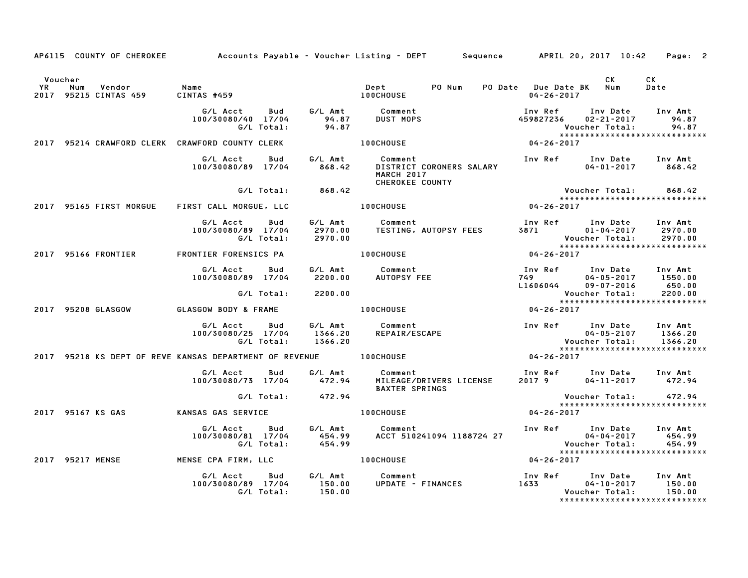AP6115 COUNTY OF CHEROKEE Accounts Payable - Voucher Listing - DEPT Sequence APRIL 20, 2017 10:42

| Voucher YR | Num | Vendor | Name | Dept | PO Num | PO Date | Due Date | BK | CK Num | CK Date |
|---|---|---|---|---|---|---|---|---|---|---|
| 2017 | 95215 | CINTAS 459 | CINTAS #459 | 100CHOUSE | | | 04-26-2017 | | | |

| G/L Acct | Bud | G/L Amt | Comment | Inv Ref | Inv Date | Inv Amt |
|---|---|---|---|---|---|---|
| 100/30080/40 | 17/04 | 94.87 | DUST MOPS | 459827236 | 02-21-2017 | 94.87 |
| | G/L Total: | 94.87 | | | Voucher Total: | 94.87 |

****************************

| Voucher YR | Num | Vendor | Name | Dept | Due Date |
|---|---|---|---|---|---|
| 2017 | 95214 | CRAWFORD CLERK | CRAWFORD COUNTY CLERK | 100CHOUSE | 04-26-2017 |

| G/L Acct | Bud | G/L Amt | Comment | Inv Ref | Inv Date | Inv Amt |
|---|---|---|---|---|---|---|
| 100/30080/89 | 17/04 | 868.42 | DISTRICT CORONERS SALARY MARCH 2017 CHEROKEE COUNTY | | 04-01-2017 | 868.42 |
| | G/L Total: | 868.42 | | | Voucher Total: | 868.42 |

****************************

| Voucher YR | Num | Vendor | Name | Dept | Due Date |
|---|---|---|---|---|---|
| 2017 | 95165 | FIRST MORGUE | FIRST CALL MORGUE, LLC | 100CHOUSE | 04-26-2017 |

| G/L Acct | Bud | G/L Amt | Comment | Inv Ref | Inv Date | Inv Amt |
|---|---|---|---|---|---|---|
| 100/30080/89 | 17/04 | 2970.00 | TESTING, AUTOPSY FEES | 3871 | 01-04-2017 | 2970.00 |
| | G/L Total: | 2970.00 | | | Voucher Total: | 2970.00 |

****************************

| Voucher YR | Num | Vendor | Name | Dept | Due Date |
|---|---|---|---|---|---|
| 2017 | 95166 | FRONTIER | FRONTIER FORENSICS PA | 100CHOUSE | 04-26-2017 |

| G/L Acct | Bud | G/L Amt | Comment | Inv Ref | Inv Date | Inv Amt |
|---|---|---|---|---|---|---|
| 100/30080/89 | 17/04 | 2200.00 | AUTOPSY FEE | 749 | 04-05-2017 | 1550.00 |
| | | | | L1606044 | 09-07-2016 | 650.00 |
| | G/L Total: | 2200.00 | | | Voucher Total: | 2200.00 |

****************************

| Voucher YR | Num | Vendor | Name | Dept | Due Date |
|---|---|---|---|---|---|
| 2017 | 95208 | GLASGOW | GLASGOW BODY & FRAME | 100CHOUSE | 04-26-2017 |

| G/L Acct | Bud | G/L Amt | Comment | Inv Ref | Inv Date | Inv Amt |
|---|---|---|---|---|---|---|
| 100/30080/25 | 17/04 | 1366.20 | REPAIR/ESCAPE | | 04-05-2107 | 1366.20 |
| | G/L Total: | 1366.20 | | | Voucher Total: | 1366.20 |

****************************

| Voucher YR | Num | Vendor | Name | Dept | Due Date |
|---|---|---|---|---|---|
| 2017 | 95218 | KS DEPT OF REVE | KANSAS DEPARTMENT OF REVENUE | 100CHOUSE | 04-26-2017 |

| G/L Acct | Bud | G/L Amt | Comment | Inv Ref | Inv Date | Inv Amt |
|---|---|---|---|---|---|---|
| 100/30080/73 | 17/04 | 472.94 | MILEAGE/DRIVERS LICENSE BAXTER SPRINGS | 2017 9 | 04-11-2017 | 472.94 |
| | G/L Total: | 472.94 | | | Voucher Total: | 472.94 |

****************************

| Voucher YR | Num | Vendor | Name | Dept | Due Date |
|---|---|---|---|---|---|
| 2017 | 95167 | KS GAS | KANSAS GAS SERVICE | 100CHOUSE | 04-26-2017 |

| G/L Acct | Bud | G/L Amt | Comment | Inv Ref | Inv Date | Inv Amt |
|---|---|---|---|---|---|---|
| 100/30080/81 | 17/04 | 454.99 | ACCT 510241094 1188724 27 | | 04-04-2017 | 454.99 |
| | G/L Total: | 454.99 | | | Voucher Total: | 454.99 |

****************************

| Voucher YR | Num | Vendor | Name | Dept | Due Date |
|---|---|---|---|---|---|
| 2017 | 95217 | MENSE | MENSE CPA FIRM, LLC | 100CHOUSE | 04-26-2017 |

| G/L Acct | Bud | G/L Amt | Comment | Inv Ref | Inv Date | Inv Amt |
|---|---|---|---|---|---|---|
| 100/30080/89 | 17/04 | 150.00 | UPDATE - FINANCES | 1633 | 04-10-2017 | 150.00 |
| | G/L Total: | 150.00 | | | Voucher Total: | 150.00 |

****************************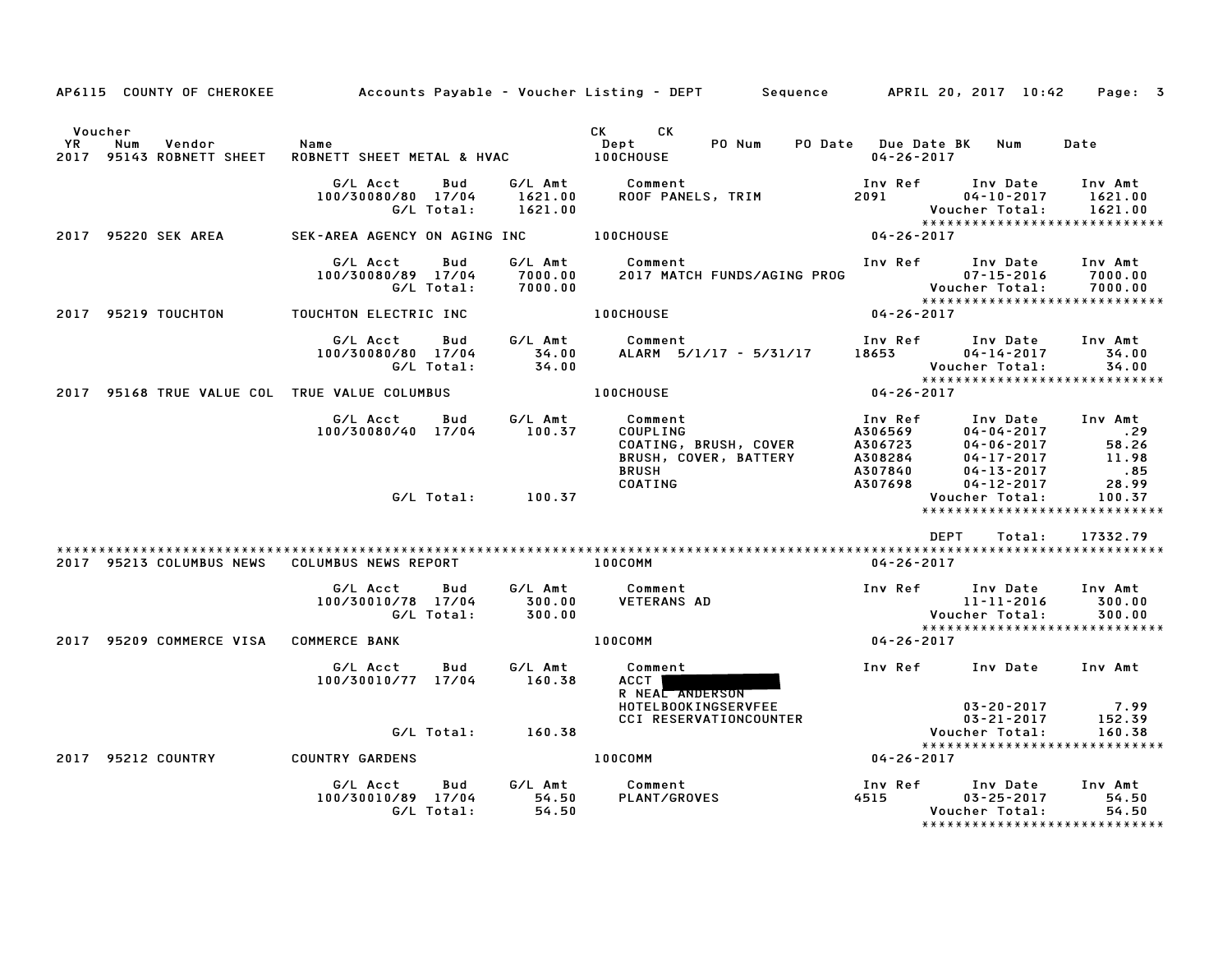AP6115 COUNTY OF CHEROKEE — Accounts Payable - Voucher Listing - DEPT Sequence — APRIL 20, 2017 10:42

| Voucher YR | Num | Vendor | Name | CK Dept | CK | PO Num | PO Date | Due Date | BK | Num | Date |
|---|---|---|---|---|---|---|---|---|---|---|---|
| 2017 | 95143 | ROBNETT SHEET | ROBNETT SHEET METAL & HVAC | 100CHOUSE | | | | 04-26-2017 | | | |

| G/L Acct | Bud | G/L Amt | Comment | Inv Ref | Inv Date | Inv Amt |
|---|---|---|---|---|---|---|
| 100/30080/80 | 17/04 | 1621.00 | ROOF PANELS, TRIM | 2091 | 04-10-2017 | 1621.00 |
| | G/L Total: | 1621.00 | | | Voucher Total: | 1621.00 |

****************************

| YR | Num | Vendor | Name | Dept | Due Date |
|---|---|---|---|---|---|
| 2017 | 95220 | SEK AREA | SEK-AREA AGENCY ON AGING INC | 100CHOUSE | 04-26-2017 |

| G/L Acct | Bud | G/L Amt | Comment | Inv Ref | Inv Date | Inv Amt |
|---|---|---|---|---|---|---|
| 100/30080/89 | 17/04 | 7000.00 | 2017 MATCH FUNDS/AGING PROG | | 07-15-2016 | 7000.00 |
| | G/L Total: | 7000.00 | | | Voucher Total: | 7000.00 |

****************************

| YR | Num | Vendor | Name | Dept | Due Date |
|---|---|---|---|---|---|
| 2017 | 95219 | TOUCHTON | TOUCHTON ELECTRIC INC | 100CHOUSE | 04-26-2017 |

| G/L Acct | Bud | G/L Amt | Comment | Inv Ref | Inv Date | Inv Amt |
|---|---|---|---|---|---|---|
| 100/30080/80 | 17/04 | 34.00 | ALARM 5/1/17 - 5/31/17 | 18653 | 04-14-2017 | 34.00 |
| | G/L Total: | 34.00 | | | Voucher Total: | 34.00 |

****************************

| YR | Num | Vendor | Name | Dept | Due Date |
|---|---|---|---|---|---|
| 2017 | 95168 | TRUE VALUE COL | TRUE VALUE COLUMBUS | 100CHOUSE | 04-26-2017 |

| G/L Acct | Bud | G/L Amt | Comment | Inv Ref | Inv Date | Inv Amt |
|---|---|---|---|---|---|---|
| 100/30080/40 | 17/04 | 100.37 | COUPLING | A306569 | 04-04-2017 | .29 |
| | | | COATING, BRUSH, COVER | A306723 | 04-06-2017 | 58.26 |
| | | | BRUSH, COVER, BATTERY | A308284 | 04-17-2017 | 11.98 |
| | | | BRUSH | A307840 | 04-13-2017 | .85 |
| | | | COATING | A307698 | 04-12-2017 | 28.99 |
| | G/L Total: | 100.37 | | | Voucher Total: | 100.37 |

****************************

DEPT Total: 17332.79

****************************

| YR | Num | Vendor | Name | Dept | Due Date |
|---|---|---|---|---|---|
| 2017 | 95213 | COLUMBUS NEWS | COLUMBUS NEWS REPORT | 100COMM | 04-26-2017 |

| G/L Acct | Bud | G/L Amt | Comment | Inv Ref | Inv Date | Inv Amt |
|---|---|---|---|---|---|---|
| 100/30010/78 | 17/04 | 300.00 | VETERANS AD | | 11-11-2016 | 300.00 |
| | G/L Total: | 300.00 | | | Voucher Total: | 300.00 |

****************************

| YR | Num | Vendor | Name | Dept | Due Date |
|---|---|---|---|---|---|
| 2017 | 95209 | COMMERCE VISA | COMMERCE BANK | 100COMM | 04-26-2017 |

| G/L Acct | Bud | G/L Amt | Comment | Inv Ref | Inv Date | Inv Amt |
|---|---|---|---|---|---|---|
| 100/30010/77 | 17/04 | 160.38 | ACCT [REDACTED] | | | |
| | | | R NEAL ANDERSON | | | |
| | | | HOTELBOOKINGSERVFEE | | 03-20-2017 | 7.99 |
| | | | CCI RESERVATIONCOUNTER | | 03-21-2017 | 152.39 |
| | G/L Total: | 160.38 | | | Voucher Total: | 160.38 |

****************************

| YR | Num | Vendor | Name | Dept | Due Date |
|---|---|---|---|---|---|
| 2017 | 95212 | COUNTRY | COUNTRY GARDENS | 100COMM | 04-26-2017 |

| G/L Acct | Bud | G/L Amt | Comment | Inv Ref | Inv Date | Inv Amt |
|---|---|---|---|---|---|---|
| 100/30010/89 | 17/04 | 54.50 | PLANT/GROVES | 4515 | 03-25-2017 | 54.50 |
| | G/L Total: | 54.50 | | | Voucher Total: | 54.50 |

****************************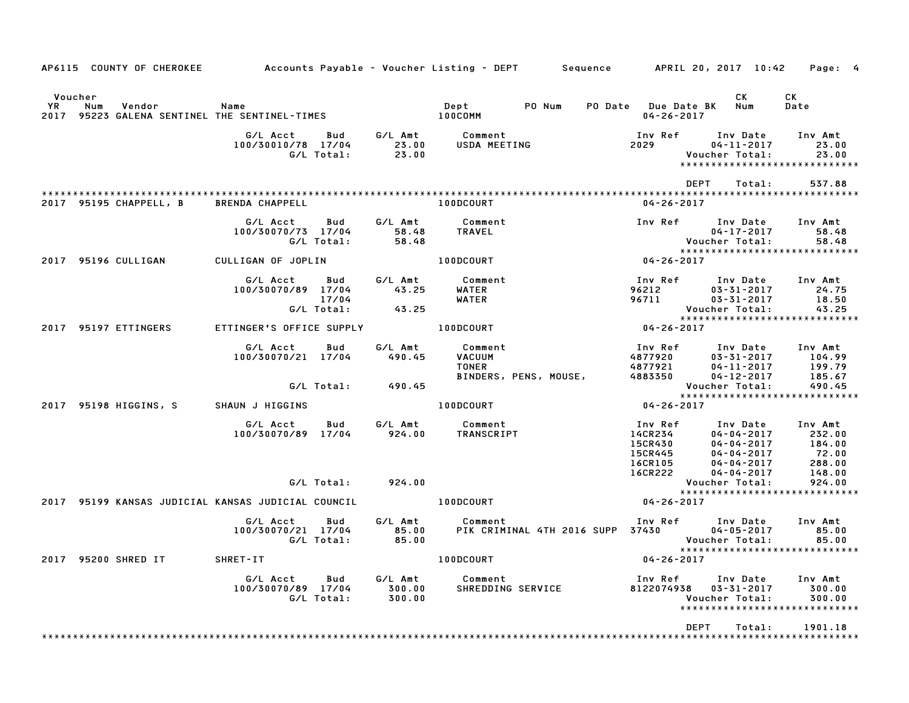AP6115 COUNTY OF CHEROKEE Accounts Payable - Voucher Listing - DEPT Sequence APRIL 20, 2017 10:42

| Voucher YR | Num | Vendor | Name | Dept | PO Num | PO Date | Due Date BK | CK Num | CK Date |
|---|---|---|---|---|---|---|---|---|---|
| 2017 | 95223 | GALENA SENTINEL | THE SENTINEL-TIMES | 100COMM | | | 04-26-2017 | | |

| G/L Acct | Bud | G/L Amt | Comment | Inv Ref | Inv Date | Inv Amt |
|---|---|---|---|---|---|---|
| 100/30010/78 | 17/04 | 23.00 | USDA MEETING | 2029 | 04-11-2017 | 23.00 |
| | G/L Total: | 23.00 | | | Voucher Total: | 23.00 |

DEPT Total: 537.88

| Voucher YR | Num | Vendor | Name | Dept | PO Num | PO Date | Due Date BK | CK Num | CK Date |
|---|---|---|---|---|---|---|---|---|---|
| 2017 | 95195 | CHAPPELL, B | BRENDA CHAPPELL | 100DCOURT | | | 04-26-2017 | | |

| G/L Acct | Bud | G/L Amt | Comment | Inv Ref | Inv Date | Inv Amt |
|---|---|---|---|---|---|---|
| 100/30070/73 | 17/04 | 58.48 | TRAVEL | | 04-17-2017 | 58.48 |
| | G/L Total: | 58.48 | | | Voucher Total: | 58.48 |

| Voucher YR | Num | Vendor | Name | Dept | PO Num | PO Date | Due Date BK | CK Num | CK Date |
|---|---|---|---|---|---|---|---|---|---|
| 2017 | 95196 | CULLIGAN | CULLIGAN OF JOPLIN | 100DCOURT | | | 04-26-2017 | | |

| G/L Acct | Bud | G/L Amt | Comment | Inv Ref | Inv Date | Inv Amt |
|---|---|---|---|---|---|---|
| 100/30070/89 | 17/04 | 43.25 | WATER | 96212 | 03-31-2017 | 24.75 |
| | 17/04 | | WATER | 96711 | 03-31-2017 | 18.50 |
| | G/L Total: | 43.25 | | | Voucher Total: | 43.25 |

| Voucher YR | Num | Vendor | Name | Dept | PO Num | PO Date | Due Date BK | CK Num | CK Date |
|---|---|---|---|---|---|---|---|---|---|
| 2017 | 95197 | ETTINGERS | ETTINGER'S OFFICE SUPPLY | 100DCOURT | | | 04-26-2017 | | |

| G/L Acct | Bud | G/L Amt | Comment | Inv Ref | Inv Date | Inv Amt |
|---|---|---|---|---|---|---|
| 100/30070/21 | 17/04 | 490.45 | VACUUM | 4877920 | 03-31-2017 | 104.99 |
| | | | TONER | 4877921 | 04-11-2017 | 199.79 |
| | | | BINDERS, PENS, MOUSE, | 4883350 | 04-12-2017 | 185.67 |
| | G/L Total: | 490.45 | | | Voucher Total: | 490.45 |

| Voucher YR | Num | Vendor | Name | Dept | PO Num | PO Date | Due Date BK | CK Num | CK Date |
|---|---|---|---|---|---|---|---|---|---|
| 2017 | 95198 | HIGGINS, S | SHAUN J HIGGINS | 100DCOURT | | | 04-26-2017 | | |

| G/L Acct | Bud | G/L Amt | Comment | Inv Ref | Inv Date | Inv Amt |
|---|---|---|---|---|---|---|
| 100/30070/89 | 17/04 | 924.00 | TRANSCRIPT | 14CR234 | 04-04-2017 | 232.00 |
| | | | | 15CR430 | 04-04-2017 | 184.00 |
| | | | | 15CR445 | 04-04-2017 | 72.00 |
| | | | | 16CR105 | 04-04-2017 | 288.00 |
| | | | | 16CR222 | 04-04-2017 | 148.00 |
| | G/L Total: | 924.00 | | | Voucher Total: | 924.00 |

| Voucher YR | Num | Vendor | Name | Dept | PO Num | PO Date | Due Date BK | CK Num | CK Date |
|---|---|---|---|---|---|---|---|---|---|
| 2017 | 95199 | KANSAS JUDICIAL | KANSAS JUDICIAL COUNCIL | 100DCOURT | | | 04-26-2017 | | |

| G/L Acct | Bud | G/L Amt | Comment | Inv Ref | Inv Date | Inv Amt |
|---|---|---|---|---|---|---|
| 100/30070/21 | 17/04 | 85.00 | PIK CRIMINAL 4TH 2016 SUPP | 37430 | 04-05-2017 | 85.00 |
| | G/L Total: | 85.00 | | | Voucher Total: | 85.00 |

| Voucher YR | Num | Vendor | Name | Dept | PO Num | PO Date | Due Date BK | CK Num | CK Date |
|---|---|---|---|---|---|---|---|---|---|
| 2017 | 95200 | SHRED IT | SHRET-IT | 100DCOURT | | | 04-26-2017 | | |

| G/L Acct | Bud | G/L Amt | Comment | Inv Ref | Inv Date | Inv Amt |
|---|---|---|---|---|---|---|
| 100/30070/89 | 17/04 | 300.00 | SHREDDING SERVICE | 8122074938 | 03-31-2017 | 300.00 |
| | G/L Total: | 300.00 | | | Voucher Total: | 300.00 |

DEPT Total: 1901.18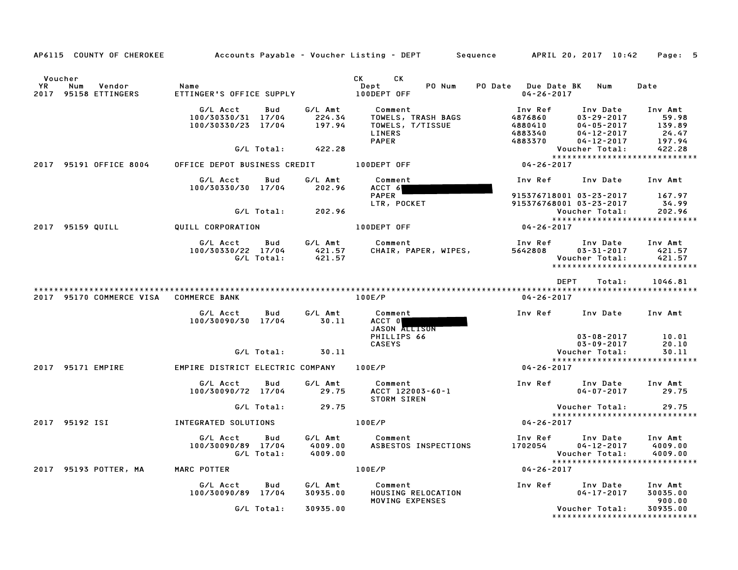AP6115 COUNTY OF CHEROKEE Accounts Payable - Voucher Listing - DEPT Sequence APRIL 20, 2017 10:42

| Voucher YR | Num | Vendor | Name | CK Dept | CK | PO Num | PO Date | Due Date BK | Num | Date |
|---|---|---|---|---|---|---|---|---|---|---|
| 2017 | 95158 | ETTINGERS | ETTINGER'S OFFICE SUPPLY | 100DEPT OFF | | | | 04-26-2017 | | |

| G/L Acct | Bud | G/L Amt | Comment | Inv Ref | Inv Date | Inv Amt |
|---|---|---|---|---|---|---|
| 100/30330/31 | 17/04 | 224.34 | TOWELS, TRASH BAGS | 4876860 | 03-29-2017 | 59.98 |
| 100/30330/23 | 17/04 | 197.94 | TOWELS, T/TISSUE | 4880410 | 04-05-2017 | 139.89 |
| | | | LINERS | 4883340 | 04-12-2017 | 24.47 |
| | | | PAPER | 4883370 | 04-12-2017 | 197.94 |
| | G/L Total: | 422.28 | | | Voucher Total: | 422.28 |

****************************

| YR | Num | Vendor | Name | Dept | Due Date |
|---|---|---|---|---|---|
| 2017 | 95191 | OFFICE 8004 | OFFICE DEPOT BUSINESS CREDIT | 100DEPT OFF | 04-26-2017 |

| G/L Acct | Bud | G/L Amt | Comment | Inv Ref | Inv Date | Inv Amt |
|---|---|---|---|---|---|---|
| 100/30330/30 | 17/04 | 202.96 | ACCT 6[REDACTED] | | | |
| | | | PAPER | 915376718001 | 03-23-2017 | 167.97 |
| | | | LTR, POCKET | 915376768001 | 03-23-2017 | 34.99 |
| | G/L Total: | 202.96 | | | Voucher Total: | 202.96 |

****************************

| YR | Num | Vendor | Name | Dept | Due Date |
|---|---|---|---|---|---|
| 2017 | 95159 | QUILL | QUILL CORPORATION | 100DEPT OFF | 04-26-2017 |

| G/L Acct | Bud | G/L Amt | Comment | Inv Ref | Inv Date | Inv Amt |
|---|---|---|---|---|---|---|
| 100/30330/22 | 17/04 | 421.57 | CHAIR, PAPER, WIPES, | 5642808 | 03-31-2017 | 421.57 |
| | G/L Total: | 421.57 | | | Voucher Total: | 421.57 |

****************************

DEPT Total: 1046.81

****************************

| YR | Num | Vendor | Name | Dept | Due Date |
|---|---|---|---|---|---|
| 2017 | 95170 | COMMERCE VISA | COMMERCE BANK | 100E/P | 04-26-2017 |

| G/L Acct | Bud | G/L Amt | Comment | Inv Ref | Inv Date | Inv Amt |
|---|---|---|---|---|---|---|
| 100/30090/30 | 17/04 | 30.11 | ACCT 0[REDACTED] | | | |
| | | | JASON ALLISON | | | |
| | | | PHILLIPS 66 | | 03-08-2017 | 10.01 |
| | | | CASEYS | | 03-09-2017 | 20.10 |
| | G/L Total: | 30.11 | | | Voucher Total: | 30.11 |

****************************

| YR | Num | Vendor | Name | Dept | Due Date |
|---|---|---|---|---|---|
| 2017 | 95171 | EMPIRE | EMPIRE DISTRICT ELECTRIC COMPANY | 100E/P | 04-26-2017 |

| G/L Acct | Bud | G/L Amt | Comment | Inv Ref | Inv Date | Inv Amt |
|---|---|---|---|---|---|---|
| 100/30090/72 | 17/04 | 29.75 | ACCT 122003-60-1 | | 04-07-2017 | 29.75 |
| | | | STORM SIREN | | | |
| | G/L Total: | 29.75 | | | Voucher Total: | 29.75 |

****************************

| YR | Num | Vendor | Name | Dept | Due Date |
|---|---|---|---|---|---|
| 2017 | 95192 | ISI | INTEGRATED SOLUTIONS | 100E/P | 04-26-2017 |

| G/L Acct | Bud | G/L Amt | Comment | Inv Ref | Inv Date | Inv Amt |
|---|---|---|---|---|---|---|
| 100/30090/89 | 17/04 | 4009.00 | ASBESTOS INSPECTIONS | 1702054 | 04-12-2017 | 4009.00 |
| | G/L Total: | 4009.00 | | | Voucher Total: | 4009.00 |

****************************

| YR | Num | Vendor | Name | Dept | Due Date |
|---|---|---|---|---|---|
| 2017 | 95193 | POTTER, MA | MARC POTTER | 100E/P | 04-26-2017 |

| G/L Acct | Bud | G/L Amt | Comment | Inv Ref | Inv Date | Inv Amt |
|---|---|---|---|---|---|---|
| 100/30090/89 | 17/04 | 30935.00 | HOUSING RELOCATION | | 04-17-2017 | 30035.00 |
| | | | MOVING EXPENSES | | | 900.00 |
| | G/L Total: | 30935.00 | | | Voucher Total: | 30935.00 |

****************************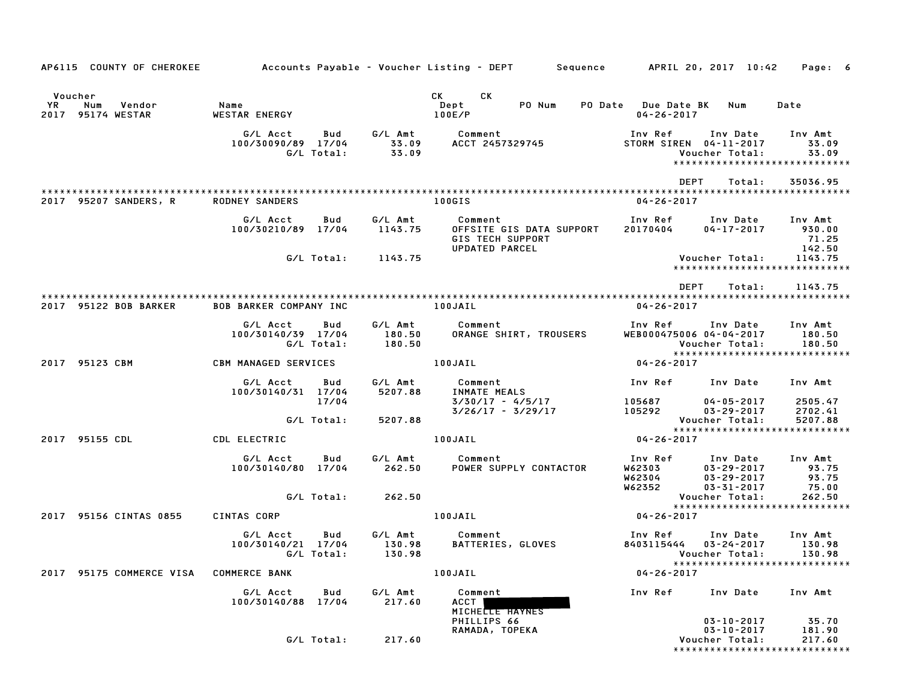AP6115 COUNTY OF CHEROKEE    Accounts Payable - Voucher Listing - DEPT    Sequence    APRIL 20, 2017 10:42

| Voucher YR | Num | Vendor | Name | CK Dept | CK PO Num | PO Date | Due Date BK | Num | Date |
|---|---|---|---|---|---|---|---|---|---|
| 2017 | 95174 | WESTAR | WESTAR ENERGY | 100E/P | | | 04-26-2017 | | |

| G/L Acct | Bud | G/L Amt | Comment | Inv Ref | Inv Date | Inv Amt |
|---|---|---|---|---|---|---|
| 100/30090/89 | 17/04 | 33.09 | ACCT 2457329745 | STORM SIREN | 04-11-2017 | 33.09 |
| | G/L Total: | 33.09 | | | Voucher Total: | 33.09 |

DEPT Total: 35036.95

---

2017 95207 SANDERS, R    RODNEY SANDERS    100GIS    04-26-2017

| G/L Acct | Bud | G/L Amt | Comment | Inv Ref | Inv Date | Inv Amt |
|---|---|---|---|---|---|---|
| 100/30210/89 | 17/04 | 1143.75 | OFFSITE GIS DATA SUPPORT | 20170404 | 04-17-2017 | 930.00 |
| | | | GIS TECH SUPPORT | | | 71.25 |
| | | | UPDATED PARCEL | | | 142.50 |
| | G/L Total: | 1143.75 | | | Voucher Total: | 1143.75 |

DEPT Total: 1143.75

---

2017 95122 BOB BARKER    BOB BARKER COMPANY INC    100JAIL    04-26-2017

| G/L Acct | Bud | G/L Amt | Comment | Inv Ref | Inv Date | Inv Amt |
|---|---|---|---|---|---|---|
| 100/30140/39 | 17/04 | 180.50 | ORANGE SHIRT, TROUSERS | WEB000475006 | 04-04-2017 | 180.50 |
| | G/L Total: | 180.50 | | | Voucher Total: | 180.50 |

2017 95123 CBM    CBM MANAGED SERVICES    100JAIL    04-26-2017

| G/L Acct | Bud | G/L Amt | Comment | Inv Ref | Inv Date | Inv Amt |
|---|---|---|---|---|---|---|
| 100/30140/31 | 17/04 | 5207.88 | INMATE MEALS | | | |
| | 17/04 | | 3/30/17 - 4/5/17 | 105687 | 04-05-2017 | 2505.47 |
| | | | 3/26/17 - 3/29/17 | 105292 | 03-29-2017 | 2702.41 |
| | G/L Total: | 5207.88 | | | Voucher Total: | 5207.88 |

2017 95155 CDL    CDL ELECTRIC    100JAIL    04-26-2017

| G/L Acct | Bud | G/L Amt | Comment | Inv Ref | Inv Date | Inv Amt |
|---|---|---|---|---|---|---|
| 100/30140/80 | 17/04 | 262.50 | POWER SUPPLY CONTACTOR | W62303 | 03-29-2017 | 93.75 |
| | | | | W62304 | 03-29-2017 | 93.75 |
| | | | | W62352 | 03-31-2017 | 75.00 |
| | G/L Total: | 262.50 | | | Voucher Total: | 262.50 |

2017 95156 CINTAS 0855    CINTAS CORP    100JAIL    04-26-2017

| G/L Acct | Bud | G/L Amt | Comment | Inv Ref | Inv Date | Inv Amt |
|---|---|---|---|---|---|---|
| 100/30140/21 | 17/04 | 130.98 | BATTERIES, GLOVES | 8403115444 | 03-24-2017 | 130.98 |
| | G/L Total: | 130.98 | | | Voucher Total: | 130.98 |

2017 95175 COMMERCE VISA    COMMERCE BANK    100JAIL    04-26-2017

| G/L Acct | Bud | G/L Amt | Comment | Inv Ref | Inv Date | Inv Amt |
|---|---|---|---|---|---|---|
| 100/30140/88 | 17/04 | 217.60 | ACCT [REDACTED] | | | |
| | | | MICHELLE HAYNES | | | |
| | | | PHILLIPS 66 | | 03-10-2017 | 35.70 |
| | | | RAMADA, TOPEKA | | 03-10-2017 | 181.90 |
| | G/L Total: | 217.60 | | | Voucher Total: | 217.60 |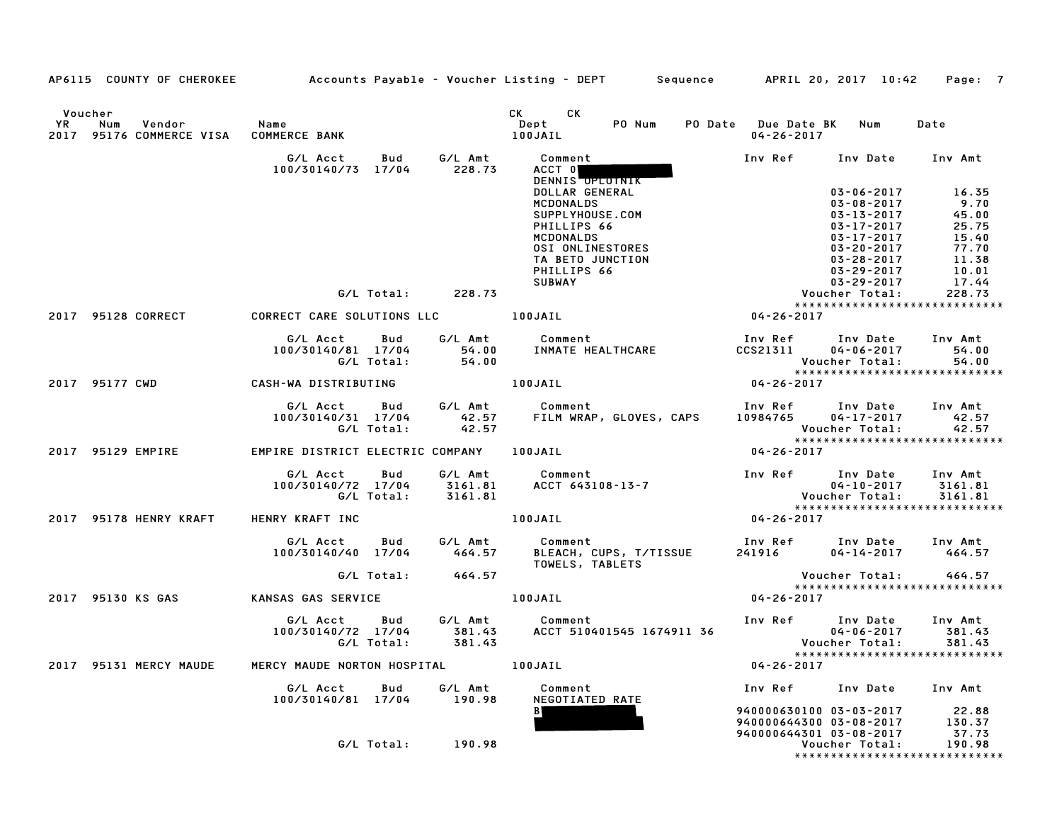AP6115 COUNTY OF CHEROKEE    Accounts Payable - Voucher Listing - DEPT    Sequence    APRIL 20, 2017 10:42

| Voucher YR | Num | Vendor | Name | CK Dept | CK PO Num | PO Date | Due Date | BK | Num | Date |
|---|---|---|---|---|---|---|---|---|---|---|
| 2017 | 95176 | COMMERCE VISA | COMMERCE BANK | 100JAIL | | | 04-26-2017 | | | |

| G/L Acct | Bud | G/L Amt | Comment | Inv Ref | Inv Date | Inv Amt |
|---|---|---|---|---|---|---|
| 100/30140/73 | 17/04 | 228.73 | ACCT 0 | | | |
| | | | DENNIS OPLOTNIK | | | |
| | | | DOLLAR GENERAL | | 03-06-2017 | 16.35 |
| | | | MCDONALDS | | 03-08-2017 | 9.70 |
| | | | SUPPLYHOUSE.COM | | 03-13-2017 | 45.00 |
| | | | PHILLIPS 66 | | 03-17-2017 | 25.75 |
| | | | MCDONALDS | | 03-17-2017 | 15.40 |
| | | | OSI ONLINESTORES | | 03-20-2017 | 77.70 |
| | | | TA BETO JUNCTION | | 03-28-2017 | 11.38 |
| | | | PHILLIPS 66 | | 03-29-2017 | 10.01 |
| | | | SUBWAY | | 03-29-2017 | 17.44 |
| | G/L Total: | 228.73 | | | Voucher Total: | 228.73 |

****************************

| Voucher YR | Num | Vendor | Name | CK Dept | Due Date |
|---|---|---|---|---|---|
| 2017 | 95128 | CORRECT | CORRECT CARE SOLUTIONS LLC | 100JAIL | 04-26-2017 |

| G/L Acct | Bud | G/L Amt | Comment | Inv Ref | Inv Date | Inv Amt |
|---|---|---|---|---|---|---|
| 100/30140/81 | 17/04 | 54.00 | INMATE HEALTHCARE | CCS21311 | 04-06-2017 | 54.00 |
| | G/L Total: | 54.00 | | | Voucher Total: | 54.00 |

****************************

| Voucher YR | Num | Vendor | Name | CK Dept | Due Date |
|---|---|---|---|---|---|
| 2017 | 95177 | CWD | CASH-WA DISTRIBUTING | 100JAIL | 04-26-2017 |

| G/L Acct | Bud | G/L Amt | Comment | Inv Ref | Inv Date | Inv Amt |
|---|---|---|---|---|---|---|
| 100/30140/31 | 17/04 | 42.57 | FILM WRAP, GLOVES, CAPS | 10984765 | 04-17-2017 | 42.57 |
| | G/L Total: | 42.57 | | | Voucher Total: | 42.57 |

****************************

| Voucher YR | Num | Vendor | Name | CK Dept | Due Date |
|---|---|---|---|---|---|
| 2017 | 95129 | EMPIRE | EMPIRE DISTRICT ELECTRIC COMPANY | 100JAIL | 04-26-2017 |

| G/L Acct | Bud | G/L Amt | Comment | Inv Ref | Inv Date | Inv Amt |
|---|---|---|---|---|---|---|
| 100/30140/72 | 17/04 | 3161.81 | ACCT 643108-13-7 | | 04-10-2017 | 3161.81 |
| | G/L Total: | 3161.81 | | | Voucher Total: | 3161.81 |

****************************

| Voucher YR | Num | Vendor | Name | CK Dept | Due Date |
|---|---|---|---|---|---|
| 2017 | 95178 | HENRY KRAFT | HENRY KRAFT INC | 100JAIL | 04-26-2017 |

| G/L Acct | Bud | G/L Amt | Comment | Inv Ref | Inv Date | Inv Amt |
|---|---|---|---|---|---|---|
| 100/30140/40 | 17/04 | 464.57 | BLEACH, CUPS, T/TISSUE | 241916 | 04-14-2017 | 464.57 |
| | | | TOWELS, TABLETS | | | |
| | G/L Total: | 464.57 | | | Voucher Total: | 464.57 |

****************************

| Voucher YR | Num | Vendor | Name | CK Dept | Due Date |
|---|---|---|---|---|---|
| 2017 | 95130 | KS GAS | KANSAS GAS SERVICE | 100JAIL | 04-26-2017 |

| G/L Acct | Bud | G/L Amt | Comment | Inv Ref | Inv Date | Inv Amt |
|---|---|---|---|---|---|---|
| 100/30140/72 | 17/04 | 381.43 | ACCT 510401545 1674911 36 | | 04-06-2017 | 381.43 |
| | G/L Total: | 381.43 | | | Voucher Total: | 381.43 |

****************************

| Voucher YR | Num | Vendor | Name | CK Dept | Due Date |
|---|---|---|---|---|---|
| 2017 | 95131 | MERCY MAUDE | MERCY MAUDE NORTON HOSPITAL | 100JAIL | 04-26-2017 |

| G/L Acct | Bud | G/L Amt | Comment | Inv Ref | Inv Date | Inv Amt |
|---|---|---|---|---|---|---|
| 100/30140/81 | 17/04 | 190.98 | NEGOTIATED RATE | | | |
| | | | B | 940000630100 | 03-03-2017 | 22.88 |
| | | | | 940000644300 | 03-08-2017 | 130.37 |
| | | | | 940000644301 | 03-08-2017 | 37.73 |
| | G/L Total: | 190.98 | | | Voucher Total: | 190.98 |

****************************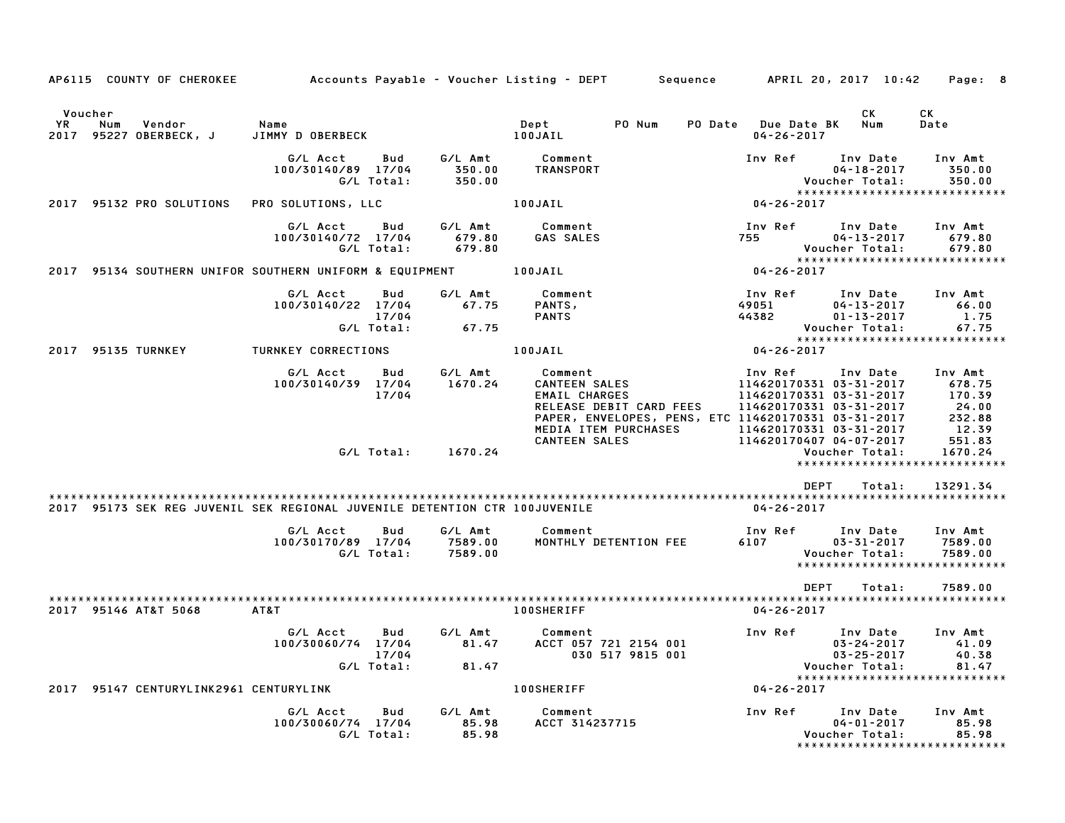AP6115 COUNTY OF CHEROKEE — Accounts Payable - Voucher Listing - DEPT — Sequence — APRIL 20, 2017 10:42

| Voucher YR | Num | Vendor | Name | Dept | PO Num | PO Date | Due Date BK | CK Num | CK Date |
|---|---|---|---|---|---|---|---|---|---|
| 2017 | 95227 | OBERBECK, J | JIMMY D OBERBECK | 100JAIL | | | 04-26-2017 | | |

| G/L Acct | Bud | G/L Amt | Comment | Inv Ref | Inv Date | Inv Amt |
|---|---|---|---|---|---|---|
| 100/30140/89 | 17/04 | 350.00 | TRANSPORT | | 04-18-2017 | 350.00 |
| | G/L Total: | 350.00 | | | Voucher Total: | 350.00 |

****************************

| Voucher YR | Num | Vendor | Name | Dept | Due Date BK |
|---|---|---|---|---|---|
| 2017 | 95132 | PRO SOLUTIONS | PRO SOLUTIONS, LLC | 100JAIL | 04-26-2017 |

| G/L Acct | Bud | G/L Amt | Comment | Inv Ref | Inv Date | Inv Amt |
|---|---|---|---|---|---|---|
| 100/30140/72 | 17/04 | 679.80 | GAS SALES | 755 | 04-13-2017 | 679.80 |
| | G/L Total: | 679.80 | | | Voucher Total: | 679.80 |

****************************

| Voucher YR | Num | Vendor | Name | Dept | Due Date BK |
|---|---|---|---|---|---|
| 2017 | 95134 | SOUTHERN UNIFOR | SOUTHERN UNIFORM & EQUIPMENT | 100JAIL | 04-26-2017 |

| G/L Acct | Bud | G/L Amt | Comment | Inv Ref | Inv Date | Inv Amt |
|---|---|---|---|---|---|---|
| 100/30140/22 | 17/04 | 67.75 | PANTS, | 49051 | 04-13-2017 | 66.00 |
| | 17/04 | | PANTS | 44382 | 01-13-2017 | 1.75 |
| | G/L Total: | 67.75 | | | Voucher Total: | 67.75 |

****************************

| Voucher YR | Num | Vendor | Name | Dept | Due Date BK |
|---|---|---|---|---|---|
| 2017 | 95135 | TURNKEY | TURNKEY CORRECTIONS | 100JAIL | 04-26-2017 |

| G/L Acct | Bud | G/L Amt | Comment | Inv Ref | Inv Date | Inv Amt |
|---|---|---|---|---|---|---|
| 100/30140/39 | 17/04 | 1670.24 | CANTEEN SALES | 114620170331 | 03-31-2017 | 678.75 |
| | 17/04 | | EMAIL CHARGES | 114620170331 | 03-31-2017 | 170.39 |
| | | | RELEASE DEBIT CARD FEES | 114620170331 | 03-31-2017 | 24.00 |
| | | | PAPER, ENVELOPES, PENS, ETC | 114620170331 | 03-31-2017 | 232.88 |
| | | | MEDIA ITEM PURCHASES | 114620170331 | 03-31-2017 | 12.39 |
| | | | CANTEEN SALES | 114620170407 | 04-07-2017 | 551.83 |
| | G/L Total: | 1670.24 | | | Voucher Total: | 1670.24 |

****************************

DEPT Total: 13291.34

****************************

| Voucher YR | Num | Vendor | Name | Dept | Due Date BK |
|---|---|---|---|---|---|
| 2017 | 95173 | SEK REG JUVENIL | SEK REGIONAL JUVENILE DETENTION CTR | 100JUVENILE | 04-26-2017 |

| G/L Acct | Bud | G/L Amt | Comment | Inv Ref | Inv Date | Inv Amt |
|---|---|---|---|---|---|---|
| 100/30170/89 | 17/04 | 7589.00 | MONTHLY DETENTION FEE | 6107 | 03-31-2017 | 7589.00 |
| | G/L Total: | 7589.00 | | | Voucher Total: | 7589.00 |

****************************

DEPT Total: 7589.00

****************************

| Voucher YR | Num | Vendor | Name | Dept | Due Date BK |
|---|---|---|---|---|---|
| 2017 | 95146 | AT&T 5068 | AT&T | 100SHERIFF | 04-26-2017 |

| G/L Acct | Bud | G/L Amt | Comment | Inv Ref | Inv Date | Inv Amt |
|---|---|---|---|---|---|---|
| 100/30060/74 | 17/04 | 81.47 | ACCT 057 721 2154 001 | | 03-24-2017 | 41.09 |
| | 17/04 | | 030 517 9815 001 | | 03-25-2017 | 40.38 |
| | G/L Total: | 81.47 | | | Voucher Total: | 81.47 |

****************************

| Voucher YR | Num | Vendor | Name | Dept | Due Date BK |
|---|---|---|---|---|---|
| 2017 | 95147 | CENTURYLINK2961 | CENTURYLINK | 100SHERIFF | 04-26-2017 |

| G/L Acct | Bud | G/L Amt | Comment | Inv Ref | Inv Date | Inv Amt |
|---|---|---|---|---|---|---|
| 100/30060/74 | 17/04 | 85.98 | ACCT 314237715 | | 04-01-2017 | 85.98 |
| | G/L Total: | 85.98 | | | Voucher Total: | 85.98 |

****************************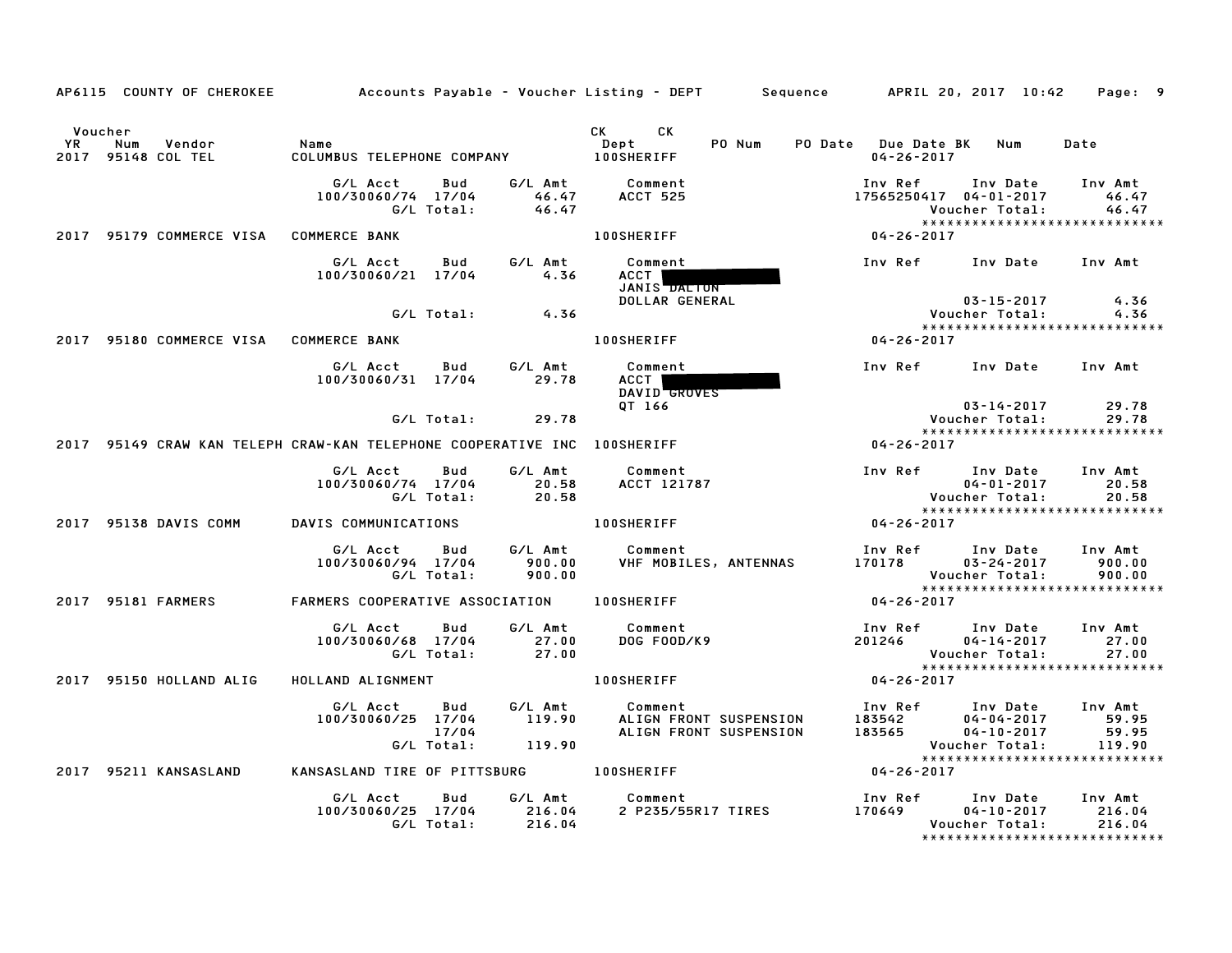AP6115 COUNTY OF CHEROKEE Accounts Payable - Voucher Listing - DEPT Sequence APRIL 20, 2017 10:42

| Voucher YR | Num | Vendor | Name | CK Dept | CK | PO Num | PO Date | Due Date BK | Num | Date |
|---|---|---|---|---|---|---|---|---|---|---|
| 2017 | 95148 | COL TEL | COLUMBUS TELEPHONE COMPANY | 100SHERIFF | | | | 04-26-2017 | | |

| G/L Acct | Bud | G/L Amt | Comment | Inv Ref | Inv Date | Inv Amt |
|---|---|---|---|---|---|---|
| 100/30060/74 | 17/04 | 46.47 | ACCT 525 | 17565250417 | 04-01-2017 | 46.47 |
| | G/L Total: | 46.47 | | | Voucher Total: | 46.47 |

******************************

| Voucher YR | Num | Vendor | Name | CK Dept | Due Date |
|---|---|---|---|---|---|
| 2017 | 95179 | COMMERCE VISA | COMMERCE BANK | 100SHERIFF | 04-26-2017 |

| G/L Acct | Bud | G/L Amt | Comment | Inv Ref | Inv Date | Inv Amt |
|---|---|---|---|---|---|---|
| 100/30060/21 | 17/04 | 4.36 | ACCT [REDACTED] JANIS DALTON DOLLAR GENERAL | | 03-15-2017 | 4.36 |
| | G/L Total: | 4.36 | | | Voucher Total: | 4.36 |

******************************

| Voucher YR | Num | Vendor | Name | CK Dept | Due Date |
|---|---|---|---|---|---|
| 2017 | 95180 | COMMERCE VISA | COMMERCE BANK | 100SHERIFF | 04-26-2017 |

| G/L Acct | Bud | G/L Amt | Comment | Inv Ref | Inv Date | Inv Amt |
|---|---|---|---|---|---|---|
| 100/30060/31 | 17/04 | 29.78 | ACCT [REDACTED] DAVID GROVES QT 166 | | 03-14-2017 | 29.78 |
| | G/L Total: | 29.78 | | | Voucher Total: | 29.78 |

******************************

| Voucher YR | Num | Vendor | Name | CK Dept | Due Date |
|---|---|---|---|---|---|
| 2017 | 95149 | CRAW KAN TELEPH | CRAW-KAN TELEPHONE COOPERATIVE INC | 100SHERIFF | 04-26-2017 |

| G/L Acct | Bud | G/L Amt | Comment | Inv Ref | Inv Date | Inv Amt |
|---|---|---|---|---|---|---|
| 100/30060/74 | 17/04 | 20.58 | ACCT 121787 | | 04-01-2017 | 20.58 |
| | G/L Total: | 20.58 | | | Voucher Total: | 20.58 |

******************************

| Voucher YR | Num | Vendor | Name | CK Dept | Due Date |
|---|---|---|---|---|---|
| 2017 | 95138 | DAVIS COMM | DAVIS COMMUNICATIONS | 100SHERIFF | 04-26-2017 |

| G/L Acct | Bud | G/L Amt | Comment | Inv Ref | Inv Date | Inv Amt |
|---|---|---|---|---|---|---|
| 100/30060/94 | 17/04 | 900.00 | VHF MOBILES, ANTENNAS | 170178 | 03-24-2017 | 900.00 |
| | G/L Total: | 900.00 | | | Voucher Total: | 900.00 |

******************************

| Voucher YR | Num | Vendor | Name | CK Dept | Due Date |
|---|---|---|---|---|---|
| 2017 | 95181 | FARMERS | FARMERS COOPERATIVE ASSOCIATION | 100SHERIFF | 04-26-2017 |

| G/L Acct | Bud | G/L Amt | Comment | Inv Ref | Inv Date | Inv Amt |
|---|---|---|---|---|---|---|
| 100/30060/68 | 17/04 | 27.00 | DOG FOOD/K9 | 201246 | 04-14-2017 | 27.00 |
| | G/L Total: | 27.00 | | | Voucher Total: | 27.00 |

******************************

| Voucher YR | Num | Vendor | Name | CK Dept | Due Date |
|---|---|---|---|---|---|
| 2017 | 95150 | HOLLAND ALIG | HOLLAND ALIGNMENT | 100SHERIFF | 04-26-2017 |

| G/L Acct | Bud | G/L Amt | Comment | Inv Ref | Inv Date | Inv Amt |
|---|---|---|---|---|---|---|
| 100/30060/25 | 17/04 | 119.90 | ALIGN FRONT SUSPENSION | 183542 | 04-04-2017 | 59.95 |
| | 17/04 | | ALIGN FRONT SUSPENSION | 183565 | 04-10-2017 | 59.95 |
| | G/L Total: | 119.90 | | | Voucher Total: | 119.90 |

******************************

| Voucher YR | Num | Vendor | Name | CK Dept | Due Date |
|---|---|---|---|---|---|
| 2017 | 95211 | KANSASLAND | KANSASLAND TIRE OF PITTSBURG | 100SHERIFF | 04-26-2017 |

| G/L Acct | Bud | G/L Amt | Comment | Inv Ref | Inv Date | Inv Amt |
|---|---|---|---|---|---|---|
| 100/30060/25 | 17/04 | 216.04 | 2 P235/55R17 TIRES | 170649 | 04-10-2017 | 216.04 |
| | G/L Total: | 216.04 | | | Voucher Total: | 216.04 |

******************************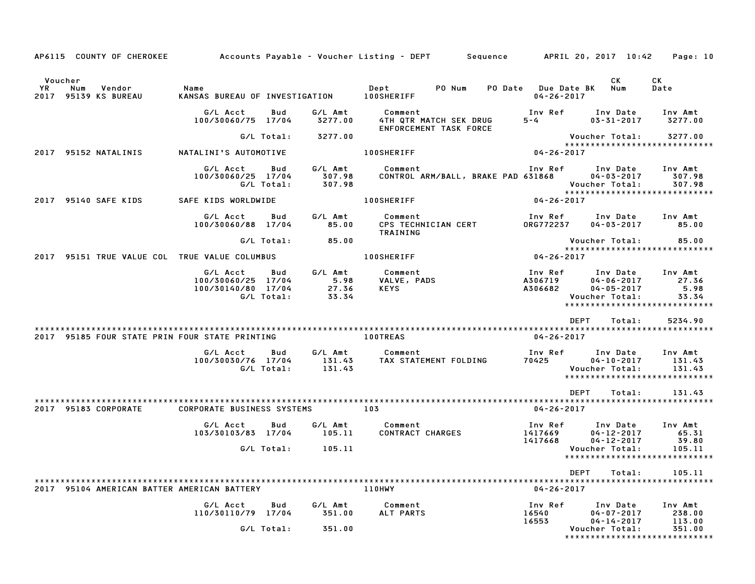AP6115 COUNTY OF CHEROKEE — Accounts Payable - Voucher Listing - DEPT — Sequence — APRIL 20, 2017 10:42

| Voucher YR | Num | Vendor | Name | Dept | PO Num | PO Date | Due Date BK | CK Num | CK Date |
|---|---|---|---|---|---|---|---|---|---|
| 2017 | 95139 | KS BUREAU | KANSAS BUREAU OF INVESTIGATION | 100SHERIFF | | | 04-26-2017 | | |

| G/L Acct | Bud | G/L Amt | Comment | Inv Ref | Inv Date | Inv Amt |
|---|---|---|---|---|---|---|
| 100/30060/75 | 17/04 | 3277.00 | 4TH QTR MATCH SEK DRUG ENFORCEMENT TASK FORCE | 5-4 | 03-31-2017 | 3277.00 |
| | G/L Total: | 3277.00 | | | Voucher Total: | 3277.00 |

****************************

| Voucher YR | Num | Vendor | Name | Dept | Due Date BK |
|---|---|---|---|---|---|
| 2017 | 95152 | NATALINIS | NATALINI'S AUTOMOTIVE | 100SHERIFF | 04-26-2017 |

| G/L Acct | Bud | G/L Amt | Comment | Inv Ref | Inv Date | Inv Amt |
|---|---|---|---|---|---|---|
| 100/30060/25 | 17/04 | 307.98 | CONTROL ARM/BALL, BRAKE PAD | 631868 | 04-03-2017 | 307.98 |
| | G/L Total: | 307.98 | | | Voucher Total: | 307.98 |

****************************

| Voucher YR | Num | Vendor | Name | Dept | Due Date BK |
|---|---|---|---|---|---|
| 2017 | 95140 | SAFE KIDS | SAFE KIDS WORLDWIDE | 100SHERIFF | 04-26-2017 |

| G/L Acct | Bud | G/L Amt | Comment | Inv Ref | Inv Date | Inv Amt |
|---|---|---|---|---|---|---|
| 100/30060/88 | 17/04 | 85.00 | CPS TECHNICIAN CERT TRAINING | ORG772237 | 04-03-2017 | 85.00 |
| | G/L Total: | 85.00 | | | Voucher Total: | 85.00 |

****************************

| Voucher YR | Num | Vendor | Name | Dept | Due Date BK |
|---|---|---|---|---|---|
| 2017 | 95151 | TRUE VALUE COL | TRUE VALUE COLUMBUS | 100SHERIFF | 04-26-2017 |

| G/L Acct | Bud | G/L Amt | Comment | Inv Ref | Inv Date | Inv Amt |
|---|---|---|---|---|---|---|
| 100/30060/25 | 17/04 | 5.98 | VALVE, PADS | A306719 | 04-06-2017 | 27.36 |
| 100/30140/80 | 17/04 | 27.36 | KEYS | A306682 | 04-05-2017 | 5.98 |
| | G/L Total: | 33.34 | | | Voucher Total: | 33.34 |

****************************

DEPT Total: 5234.90

****************************

| Voucher YR | Num | Vendor | Name | Dept | Due Date BK |
|---|---|---|---|---|---|
| 2017 | 95185 | FOUR STATE PRIN | FOUR STATE PRINTING | 100TREAS | 04-26-2017 |

| G/L Acct | Bud | G/L Amt | Comment | Inv Ref | Inv Date | Inv Amt |
|---|---|---|---|---|---|---|
| 100/30030/76 | 17/04 | 131.43 | TAX STATEMENT FOLDING | 70425 | 04-10-2017 | 131.43 |
| | G/L Total: | 131.43 | | | Voucher Total: | 131.43 |

****************************

DEPT Total: 131.43

****************************

| Voucher YR | Num | Vendor | Name | Dept | Due Date BK |
|---|---|---|---|---|---|
| 2017 | 95183 | CORPORATE | CORPORATE BUSINESS SYSTEMS | 103 | 04-26-2017 |

| G/L Acct | Bud | G/L Amt | Comment | Inv Ref | Inv Date | Inv Amt |
|---|---|---|---|---|---|---|
| 103/30103/83 | 17/04 | 105.11 | CONTRACT CHARGES | 1417669 | 04-12-2017 | 65.31 |
| | | | | 1417668 | 04-12-2017 | 39.80 |
| | G/L Total: | 105.11 | | | Voucher Total: | 105.11 |

****************************

DEPT Total: 105.11

****************************

| Voucher YR | Num | Vendor | Name | Dept | Due Date BK |
|---|---|---|---|---|---|
| 2017 | 95104 | AMERICAN BATTER | AMERICAN BATTERY | 110HWY | 04-26-2017 |

| G/L Acct | Bud | G/L Amt | Comment | Inv Ref | Inv Date | Inv Amt |
|---|---|---|---|---|---|---|
| 110/30110/79 | 17/04 | 351.00 | ALT PARTS | 16540 | 04-07-2017 | 238.00 |
| | | | | 16553 | 04-14-2017 | 113.00 |
| | G/L Total: | 351.00 | | | Voucher Total: | 351.00 |

****************************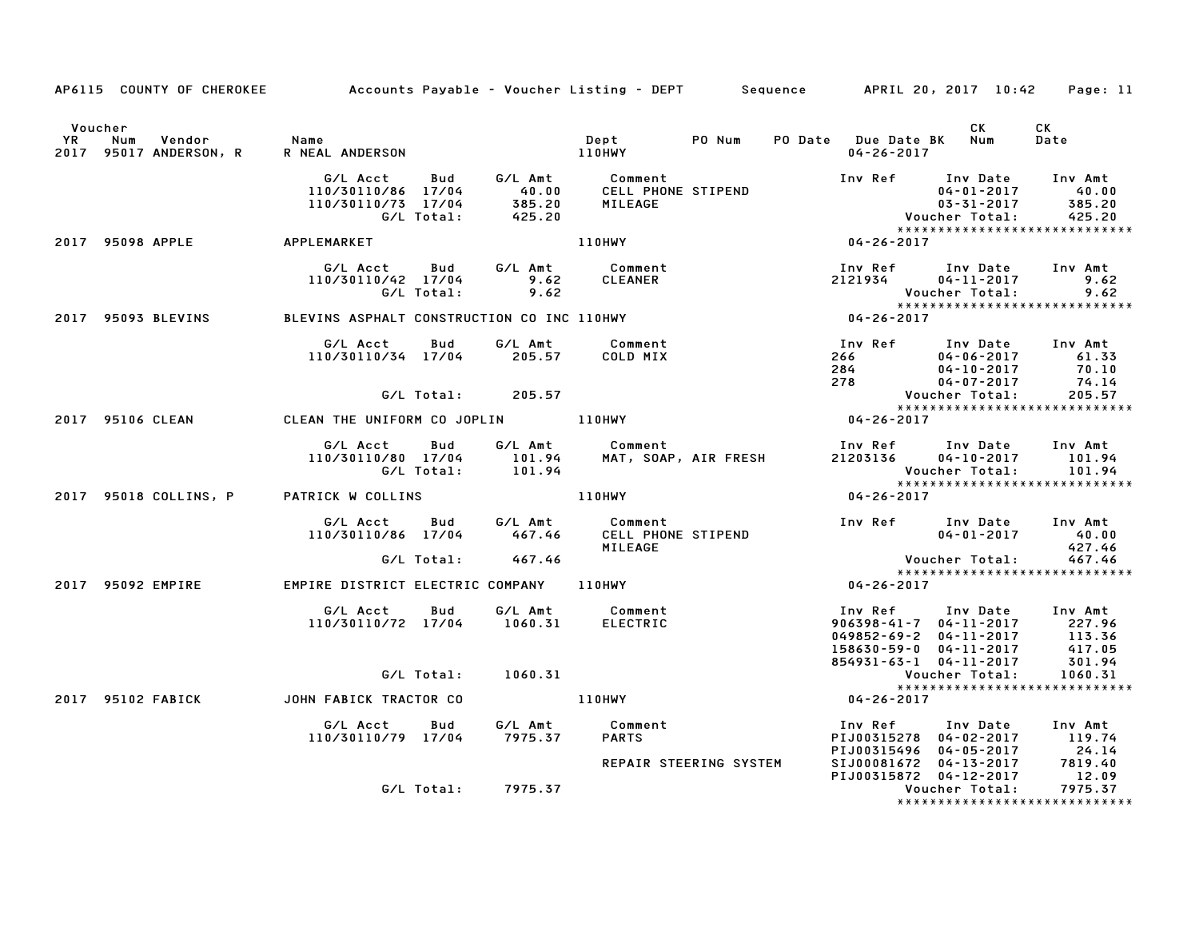AP6115 COUNTY OF CHEROKEE     Accounts Payable - Voucher Listing - DEPT     Sequence     APRIL 20, 2017 10:42

| Voucher YR | Num | Vendor | Name | Dept | PO Num | PO Date | Due Date BK | CK Num | CK Date |
|---|---|---|---|---|---|---|---|---|---|
| 2017 | 95017 | ANDERSON, R | R NEAL ANDERSON | 110HWY | | | 04-26-2017 | | |

| G/L Acct | Bud | G/L Amt | Comment | Inv Ref | Inv Date | Inv Amt |
|---|---|---|---|---|---|---|
| 110/30110/86 | 17/04 | 40.00 | CELL PHONE STIPEND | | 04-01-2017 | 40.00 |
| 110/30110/73 | 17/04 | 385.20 | MILEAGE | | 03-31-2017 | 385.20 |
| | G/L Total: | 425.20 | | | Voucher Total: | 425.20 |

******************************

| Voucher YR | Num | Vendor | Name | Dept | PO Num | PO Date | Due Date BK | CK Num | CK Date |
|---|---|---|---|---|---|---|---|---|---|
| 2017 | 95098 | APPLE | APPLEMARKET | 110HWY | | | 04-26-2017 | | |

| G/L Acct | Bud | G/L Amt | Comment | Inv Ref | Inv Date | Inv Amt |
|---|---|---|---|---|---|---|
| 110/30110/42 | 17/04 | 9.62 | CLEANER | 2121934 | 04-11-2017 | 9.62 |
| | G/L Total: | 9.62 | | | Voucher Total: | 9.62 |

******************************

| Voucher YR | Num | Vendor | Name | Dept | PO Num | PO Date | Due Date BK | CK Num | CK Date |
|---|---|---|---|---|---|---|---|---|---|
| 2017 | 95093 | BLEVINS | BLEVINS ASPHALT CONSTRUCTION CO INC | 110HWY | | | 04-26-2017 | | |

| G/L Acct | Bud | G/L Amt | Comment | Inv Ref | Inv Date | Inv Amt |
|---|---|---|---|---|---|---|
| 110/30110/34 | 17/04 | 205.57 | COLD MIX | 266 | 04-06-2017 | 61.33 |
| | | | | 284 | 04-10-2017 | 70.10 |
| | | | | 278 | 04-07-2017 | 74.14 |
| | G/L Total: | 205.57 | | | Voucher Total: | 205.57 |

******************************

| Voucher YR | Num | Vendor | Name | Dept | PO Num | PO Date | Due Date BK | CK Num | CK Date |
|---|---|---|---|---|---|---|---|---|---|
| 2017 | 95106 | CLEAN | CLEAN THE UNIFORM CO JOPLIN | 110HWY | | | 04-26-2017 | | |

| G/L Acct | Bud | G/L Amt | Comment | Inv Ref | Inv Date | Inv Amt |
|---|---|---|---|---|---|---|
| 110/30110/80 | 17/04 | 101.94 | MAT, SOAP, AIR FRESH | 21203136 | 04-10-2017 | 101.94 |
| | G/L Total: | 101.94 | | | Voucher Total: | 101.94 |

******************************

| Voucher YR | Num | Vendor | Name | Dept | PO Num | PO Date | Due Date BK | CK Num | CK Date |
|---|---|---|---|---|---|---|---|---|---|
| 2017 | 95018 | COLLINS, P | PATRICK W COLLINS | 110HWY | | | 04-26-2017 | | |

| G/L Acct | Bud | G/L Amt | Comment | Inv Ref | Inv Date | Inv Amt |
|---|---|---|---|---|---|---|
| 110/30110/86 | 17/04 | 467.46 | CELL PHONE STIPEND | | 04-01-2017 | 40.00 |
| | | | MILEAGE | | | 427.46 |
| | G/L Total: | 467.46 | | | Voucher Total: | 467.46 |

******************************

| Voucher YR | Num | Vendor | Name | Dept | PO Num | PO Date | Due Date BK | CK Num | CK Date |
|---|---|---|---|---|---|---|---|---|---|
| 2017 | 95092 | EMPIRE | EMPIRE DISTRICT ELECTRIC COMPANY | 110HWY | | | 04-26-2017 | | |

| G/L Acct | Bud | G/L Amt | Comment | Inv Ref | Inv Date | Inv Amt |
|---|---|---|---|---|---|---|
| 110/30110/72 | 17/04 | 1060.31 | ELECTRIC | 906398-41-7 | 04-11-2017 | 227.96 |
| | | | | 049852-69-2 | 04-11-2017 | 113.36 |
| | | | | 158630-59-0 | 04-11-2017 | 417.05 |
| | | | | 854931-63-1 | 04-11-2017 | 301.94 |
| | G/L Total: | 1060.31 | | | Voucher Total: | 1060.31 |

******************************

| Voucher YR | Num | Vendor | Name | Dept | PO Num | PO Date | Due Date BK | CK Num | CK Date |
|---|---|---|---|---|---|---|---|---|---|
| 2017 | 95102 | FABICK | JOHN FABICK TRACTOR CO | 110HWY | | | 04-26-2017 | | |

| G/L Acct | Bud | G/L Amt | Comment | Inv Ref | Inv Date | Inv Amt |
|---|---|---|---|---|---|---|
| 110/30110/79 | 17/04 | 7975.37 | PARTS | PIJ00315278 | 04-02-2017 | 119.74 |
| | | | | PIJ00315496 | 04-05-2017 | 24.14 |
| | | | REPAIR STEERING SYSTEM | SIJ00081672 | 04-13-2017 | 7819.40 |
| | | | | PIJ00315872 | 04-12-2017 | 12.09 |
| | G/L Total: | 7975.37 | | | Voucher Total: | 7975.37 |

******************************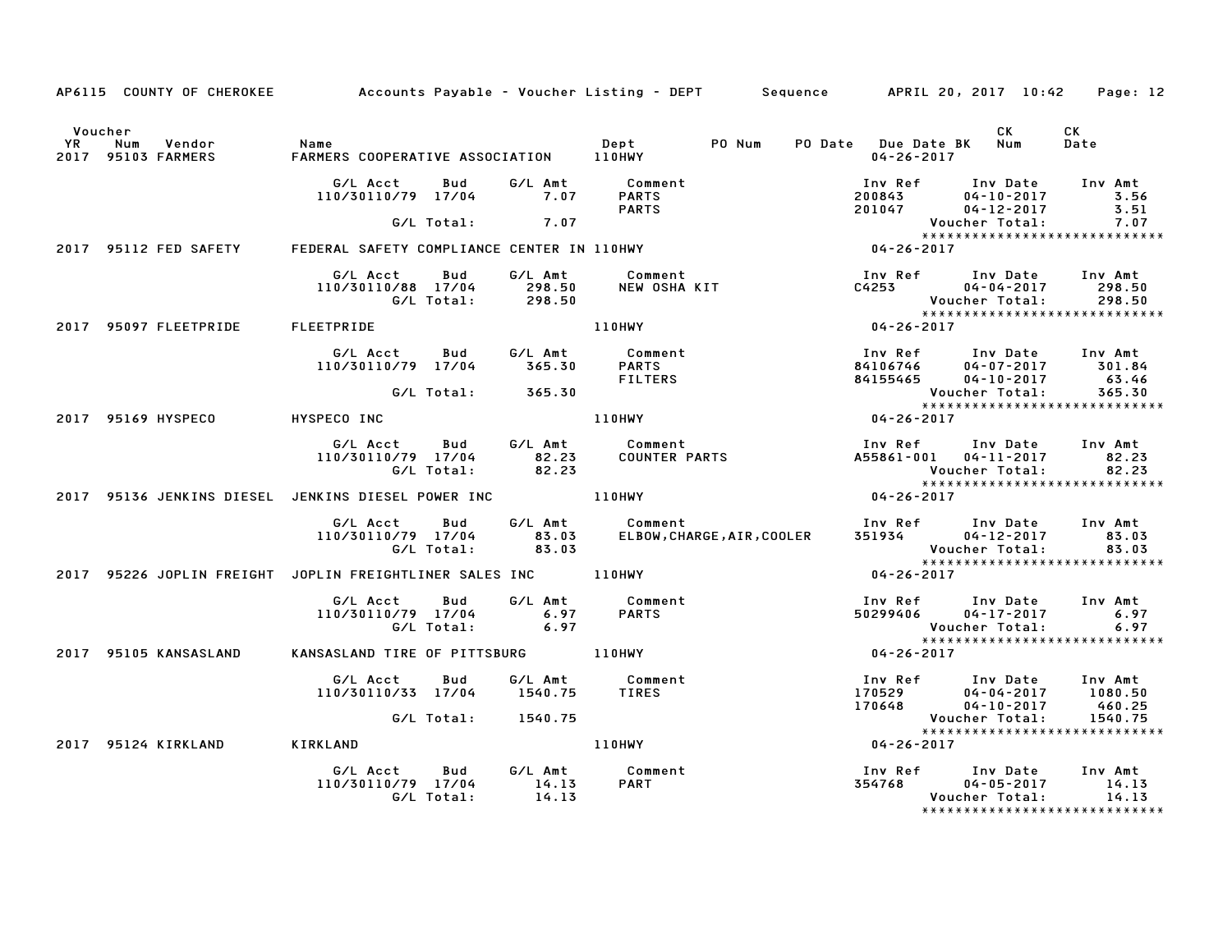AP6115 COUNTY OF CHEROKEE Accounts Payable - Voucher Listing - DEPT Sequence APRIL 20, 2017 10:42

| Voucher YR | Num | Vendor | Name | Dept | PO Num | PO Date | Due Date BK | CK Num | CK Date |
|---|---|---|---|---|---|---|---|---|---|
| 2017 | 95103 | FARMERS | FARMERS COOPERATIVE ASSOCIATION | 110HWY | | | 04-26-2017 | | |

| G/L Acct | Bud | G/L Amt | Comment | Inv Ref | Inv Date | Inv Amt |
|---|---|---|---|---|---|---|
| 110/30110/79 | 17/04 | 7.07 | PARTS | 200843 | 04-10-2017 | 3.56 |
| | | | PARTS | 201047 | 04-12-2017 | 3.51 |
| | G/L Total: | 7.07 | | | Voucher Total: | 7.07 |

******************************

| Voucher YR | Num | Vendor | Name | Dept | PO Num | PO Date | Due Date BK | CK Num | CK Date |
|---|---|---|---|---|---|---|---|---|---|
| 2017 | 95112 | FED SAFETY | FEDERAL SAFETY COMPLIANCE CENTER IN | 110HWY | | | 04-26-2017 | | |

| G/L Acct | Bud | G/L Amt | Comment | Inv Ref | Inv Date | Inv Amt |
|---|---|---|---|---|---|---|
| 110/30110/88 | 17/04 | 298.50 | NEW OSHA KIT | C4253 | 04-04-2017 | 298.50 |
| | G/L Total: | 298.50 | | | Voucher Total: | 298.50 |

******************************

| Voucher YR | Num | Vendor | Name | Dept | PO Num | PO Date | Due Date BK | CK Num | CK Date |
|---|---|---|---|---|---|---|---|---|---|
| 2017 | 95097 | FLEETPRIDE | FLEETPRIDE | 110HWY | | | 04-26-2017 | | |

| G/L Acct | Bud | G/L Amt | Comment | Inv Ref | Inv Date | Inv Amt |
|---|---|---|---|---|---|---|
| 110/30110/79 | 17/04 | 365.30 | PARTS | 84106746 | 04-07-2017 | 301.84 |
| | | | FILTERS | 84155465 | 04-10-2017 | 63.46 |
| | G/L Total: | 365.30 | | | Voucher Total: | 365.30 |

******************************

| Voucher YR | Num | Vendor | Name | Dept | PO Num | PO Date | Due Date BK | CK Num | CK Date |
|---|---|---|---|---|---|---|---|---|---|
| 2017 | 95169 | HYSPECO | HYSPECO INC | 110HWY | | | 04-26-2017 | | |

| G/L Acct | Bud | G/L Amt | Comment | Inv Ref | Inv Date | Inv Amt |
|---|---|---|---|---|---|---|
| 110/30110/79 | 17/04 | 82.23 | COUNTER PARTS | A55861-001 | 04-11-2017 | 82.23 |
| | G/L Total: | 82.23 | | | Voucher Total: | 82.23 |

******************************

| Voucher YR | Num | Vendor | Name | Dept | PO Num | PO Date | Due Date BK | CK Num | CK Date |
|---|---|---|---|---|---|---|---|---|---|
| 2017 | 95136 | JENKINS DIESEL | JENKINS DIESEL POWER INC | 110HWY | | | 04-26-2017 | | |

| G/L Acct | Bud | G/L Amt | Comment | Inv Ref | Inv Date | Inv Amt |
|---|---|---|---|---|---|---|
| 110/30110/79 | 17/04 | 83.03 | ELBOW,CHARGE,AIR,COOLER | 351934 | 04-12-2017 | 83.03 |
| | G/L Total: | 83.03 | | | Voucher Total: | 83.03 |

******************************

| Voucher YR | Num | Vendor | Name | Dept | PO Num | PO Date | Due Date BK | CK Num | CK Date |
|---|---|---|---|---|---|---|---|---|---|
| 2017 | 95226 | JOPLIN FREIGHT | JOPLIN FREIGHTLINER SALES INC | 110HWY | | | 04-26-2017 | | |

| G/L Acct | Bud | G/L Amt | Comment | Inv Ref | Inv Date | Inv Amt |
|---|---|---|---|---|---|---|
| 110/30110/79 | 17/04 | 6.97 | PARTS | 50299406 | 04-17-2017 | 6.97 |
| | G/L Total: | 6.97 | | | Voucher Total: | 6.97 |

******************************

| Voucher YR | Num | Vendor | Name | Dept | PO Num | PO Date | Due Date BK | CK Num | CK Date |
|---|---|---|---|---|---|---|---|---|---|
| 2017 | 95105 | KANSASLAND | KANSASLAND TIRE OF PITTSBURG | 110HWY | | | 04-26-2017 | | |

| G/L Acct | Bud | G/L Amt | Comment | Inv Ref | Inv Date | Inv Amt |
|---|---|---|---|---|---|---|
| 110/30110/33 | 17/04 | 1540.75 | TIRES | 170529 | 04-04-2017 | 1080.50 |
| | | | | 170648 | 04-10-2017 | 460.25 |
| | G/L Total: | 1540.75 | | | Voucher Total: | 1540.75 |

******************************

| Voucher YR | Num | Vendor | Name | Dept | PO Num | PO Date | Due Date BK | CK Num | CK Date |
|---|---|---|---|---|---|---|---|---|---|
| 2017 | 95124 | KIRKLAND | KIRKLAND | 110HWY | | | 04-26-2017 | | |

| G/L Acct | Bud | G/L Amt | Comment | Inv Ref | Inv Date | Inv Amt |
|---|---|---|---|---|---|---|
| 110/30110/79 | 17/04 | 14.13 | PART | 354768 | 04-05-2017 | 14.13 |
| | G/L Total: | 14.13 | | | Voucher Total: | 14.13 |

******************************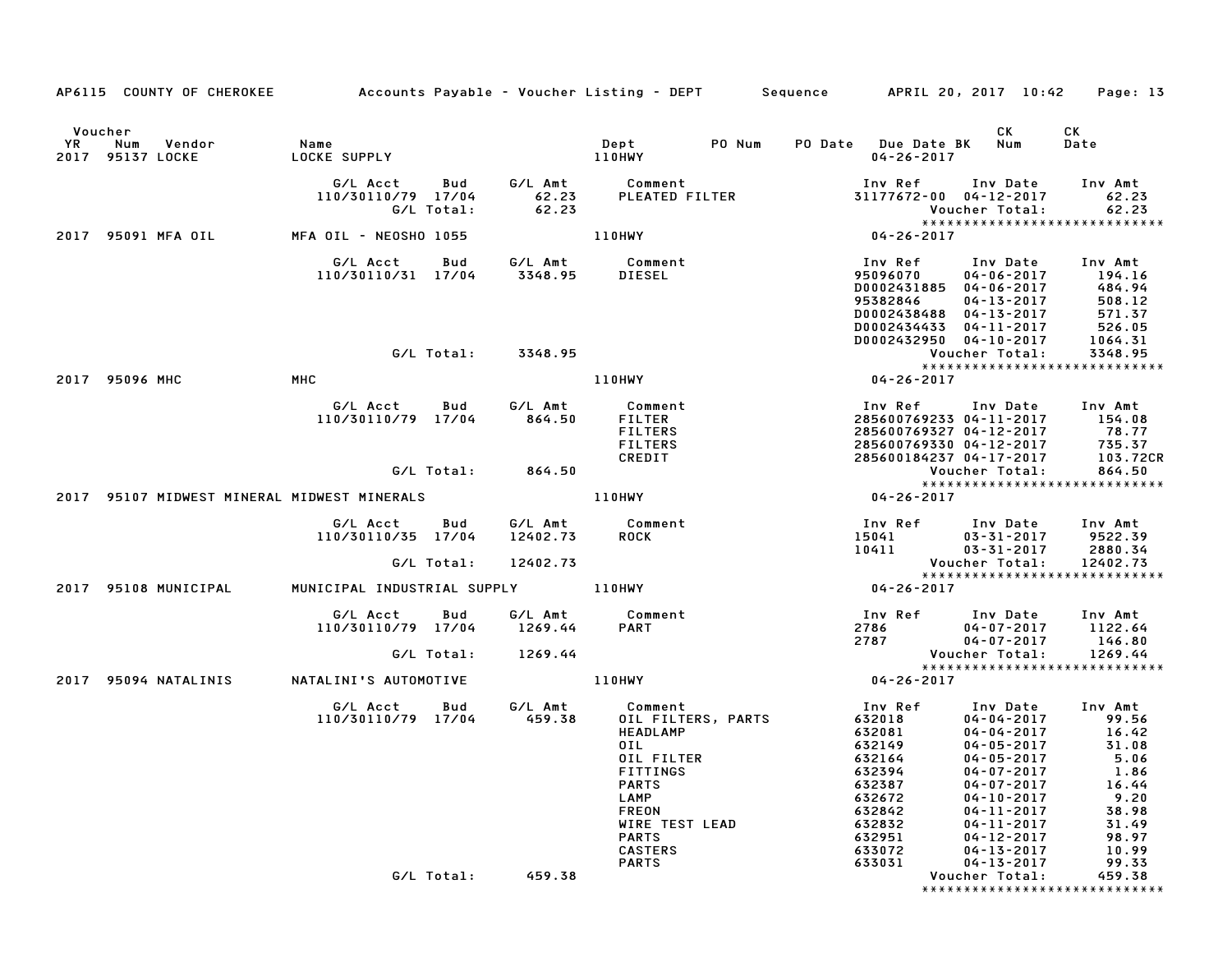AP6115 COUNTY OF CHEROKEE &nbsp;&nbsp; Accounts Payable - Voucher Listing - DEPT &nbsp;&nbsp; Sequence &nbsp;&nbsp; APRIL 20, 2017 10:42

| Voucher YR | Num | Vendor | Name | Dept | PO Num | PO Date | Due Date BK | CK Num | CK Date |
|---|---|---|---|---|---|---|---|---|---|
| 2017 | 95137 | LOCKE | LOCKE SUPPLY | 110HWY | | | 04-26-2017 | | |

| G/L Acct | Bud | G/L Amt | Comment | Inv Ref | Inv Date | Inv Amt |
|---|---|---|---|---|---|---|
| 110/30110/79 | 17/04 | 62.23 | PLEATED FILTER | 31177672-00 | 04-12-2017 | 62.23 |
| | G/L Total: | 62.23 | | | Voucher Total: | 62.23 |

| Voucher YR | Num | Vendor | Name | Dept | PO Num | PO Date | Due Date BK | CK Num | CK Date |
|---|---|---|---|---|---|---|---|---|---|
| 2017 | 95091 | MFA OIL | MFA OIL - NEOSHO 1055 | 110HWY | | | 04-26-2017 | | |

| G/L Acct | Bud | G/L Amt | Comment | Inv Ref | Inv Date | Inv Amt |
|---|---|---|---|---|---|---|
| 110/30110/31 | 17/04 | 3348.95 | DIESEL | 95096070 | 04-06-2017 | 194.16 |
| | | | | D0002431885 | 04-06-2017 | 484.94 |
| | | | | 95382846 | 04-13-2017 | 508.12 |
| | | | | D0002438488 | 04-13-2017 | 571.37 |
| | | | | D0002434433 | 04-11-2017 | 526.05 |
| | | | | D0002432950 | 04-10-2017 | 1064.31 |
| | G/L Total: | 3348.95 | | | Voucher Total: | 3348.95 |

| Voucher YR | Num | Vendor | Name | Dept | PO Num | PO Date | Due Date BK | CK Num | CK Date |
|---|---|---|---|---|---|---|---|---|---|
| 2017 | 95096 | MHC | MHC | 110HWY | | | 04-26-2017 | | |

| G/L Acct | Bud | G/L Amt | Comment | Inv Ref | Inv Date | Inv Amt |
|---|---|---|---|---|---|---|
| 110/30110/79 | 17/04 | 864.50 | FILTER | 285600769233 | 04-11-2017 | 154.08 |
| | | | FILTERS | 285600769327 | 04-12-2017 | 78.77 |
| | | | FILTERS | 285600769330 | 04-12-2017 | 735.37 |
| | | | CREDIT | 285600184237 | 04-17-2017 | 103.72CR |
| | G/L Total: | 864.50 | | | Voucher Total: | 864.50 |

| Voucher YR | Num | Vendor | Name | Dept | PO Num | PO Date | Due Date BK | CK Num | CK Date |
|---|---|---|---|---|---|---|---|---|---|
| 2017 | 95107 | MIDWEST MINERAL | MIDWEST MINERALS | 110HWY | | | 04-26-2017 | | |

| G/L Acct | Bud | G/L Amt | Comment | Inv Ref | Inv Date | Inv Amt |
|---|---|---|---|---|---|---|
| 110/30110/35 | 17/04 | 12402.73 | ROCK | 15041 | 03-31-2017 | 9522.39 |
| | | | | 10411 | 03-31-2017 | 2880.34 |
| | G/L Total: | 12402.73 | | | Voucher Total: | 12402.73 |

| Voucher YR | Num | Vendor | Name | Dept | PO Num | PO Date | Due Date BK | CK Num | CK Date |
|---|---|---|---|---|---|---|---|---|---|
| 2017 | 95108 | MUNICIPAL | MUNICIPAL INDUSTRIAL SUPPLY | 110HWY | | | 04-26-2017 | | |

| G/L Acct | Bud | G/L Amt | Comment | Inv Ref | Inv Date | Inv Amt |
|---|---|---|---|---|---|---|
| 110/30110/79 | 17/04 | 1269.44 | PART | 2786 | 04-07-2017 | 1122.64 |
| | | | | 2787 | 04-07-2017 | 146.80 |
| | G/L Total: | 1269.44 | | | Voucher Total: | 1269.44 |

| Voucher YR | Num | Vendor | Name | Dept | PO Num | PO Date | Due Date BK | CK Num | CK Date |
|---|---|---|---|---|---|---|---|---|---|
| 2017 | 95094 | NATALINIS | NATALINI'S AUTOMOTIVE | 110HWY | | | 04-26-2017 | | |

| G/L Acct | Bud | G/L Amt | Comment | Inv Ref | Inv Date | Inv Amt |
|---|---|---|---|---|---|---|
| 110/30110/79 | 17/04 | 459.38 | OIL FILTERS, PARTS | 632018 | 04-04-2017 | 99.56 |
| | | | HEADLAMP | 632081 | 04-04-2017 | 16.42 |
| | | | OIL | 632149 | 04-05-2017 | 31.08 |
| | | | OIL FILTER | 632164 | 04-05-2017 | 5.06 |
| | | | FITTINGS | 632394 | 04-07-2017 | 1.86 |
| | | | PARTS | 632387 | 04-07-2017 | 16.44 |
| | | | LAMP | 632672 | 04-10-2017 | 9.20 |
| | | | FREON | 632842 | 04-11-2017 | 38.98 |
| | | | WIRE TEST LEAD | 632832 | 04-11-2017 | 31.49 |
| | | | PARTS | 632951 | 04-12-2017 | 98.97 |
| | | | CASTERS | 633072 | 04-13-2017 | 10.99 |
| | | | PARTS | 633031 | 04-13-2017 | 99.33 |
| | G/L Total: | 459.38 | | | Voucher Total: | 459.38 |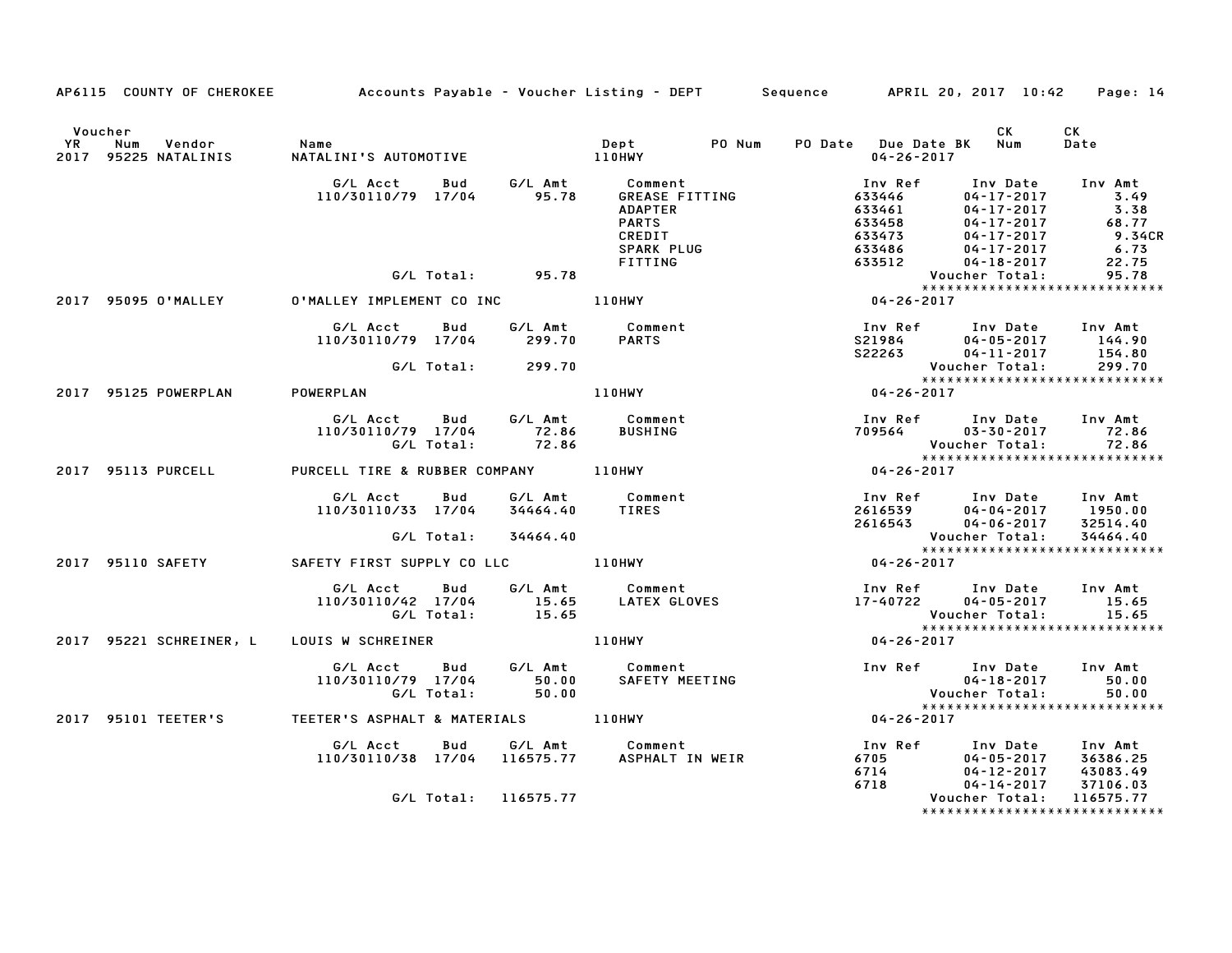AP6115 COUNTY OF CHEROKEE — Accounts Payable - Voucher Listing - DEPT — Sequence — APRIL 20, 2017 10:42

| Voucher YR | Num | Vendor | Name | Dept | PO Num | PO Date | Due Date BK | CK Num | CK Date |
|---|---|---|---|---|---|---|---|---|---|
| 2017 | 95225 | NATALINIS | NATALINI'S AUTOMOTIVE | 110HWY | | | 04-26-2017 | | |

| G/L Acct | Bud | G/L Amt | Comment | Inv Ref | Inv Date | Inv Amt |
|---|---|---|---|---|---|---|
| 110/30110/79 | 17/04 | 95.78 | GREASE FITTING | 633446 | 04-17-2017 | 3.49 |
| | | | ADAPTER | 633461 | 04-17-2017 | 3.38 |
| | | | PARTS | 633458 | 04-17-2017 | 68.77 |
| | | | CREDIT | 633473 | 04-17-2017 | 9.34CR |
| | | | SPARK PLUG | 633486 | 04-17-2017 | 6.73 |
| | | | FITTING | 633512 | 04-18-2017 | 22.75 |
| | G/L Total: | 95.78 | | | Voucher Total: | 95.78 |

| Voucher YR | Num | Vendor | Name | Dept | Due Date |
|---|---|---|---|---|---|
| 2017 | 95095 | O'MALLEY | O'MALLEY IMPLEMENT CO INC | 110HWY | 04-26-2017 |

| G/L Acct | Bud | G/L Amt | Comment | Inv Ref | Inv Date | Inv Amt |
|---|---|---|---|---|---|---|
| 110/30110/79 | 17/04 | 299.70 | PARTS | S21984 | 04-05-2017 | 144.90 |
| | | | | S22263 | 04-11-2017 | 154.80 |
| | G/L Total: | 299.70 | | | Voucher Total: | 299.70 |

| Voucher YR | Num | Vendor | Name | Dept | Due Date |
|---|---|---|---|---|---|
| 2017 | 95125 | POWERPLAN | POWERPLAN | 110HWY | 04-26-2017 |

| G/L Acct | Bud | G/L Amt | Comment | Inv Ref | Inv Date | Inv Amt |
|---|---|---|---|---|---|---|
| 110/30110/79 | 17/04 | 72.86 | BUSHING | 709564 | 03-30-2017 | 72.86 |
| | G/L Total: | 72.86 | | | Voucher Total: | 72.86 |

| Voucher YR | Num | Vendor | Name | Dept | Due Date |
|---|---|---|---|---|---|
| 2017 | 95113 | PURCELL | PURCELL TIRE & RUBBER COMPANY | 110HWY | 04-26-2017 |

| G/L Acct | Bud | G/L Amt | Comment | Inv Ref | Inv Date | Inv Amt |
|---|---|---|---|---|---|---|
| 110/30110/33 | 17/04 | 34464.40 | TIRES | 2616539 | 04-04-2017 | 1950.00 |
| | | | | 2616543 | 04-06-2017 | 32514.40 |
| | G/L Total: | 34464.40 | | | Voucher Total: | 34464.40 |

| Voucher YR | Num | Vendor | Name | Dept | Due Date |
|---|---|---|---|---|---|
| 2017 | 95110 | SAFETY | SAFETY FIRST SUPPLY CO LLC | 110HWY | 04-26-2017 |

| G/L Acct | Bud | G/L Amt | Comment | Inv Ref | Inv Date | Inv Amt |
|---|---|---|---|---|---|---|
| 110/30110/42 | 17/04 | 15.65 | LATEX GLOVES | 17-40722 | 04-05-2017 | 15.65 |
| | G/L Total: | 15.65 | | | Voucher Total: | 15.65 |

| Voucher YR | Num | Vendor | Name | Dept | Due Date |
|---|---|---|---|---|---|
| 2017 | 95221 | SCHREINER, L | LOUIS W SCHREINER | 110HWY | 04-26-2017 |

| G/L Acct | Bud | G/L Amt | Comment | Inv Ref | Inv Date | Inv Amt |
|---|---|---|---|---|---|---|
| 110/30110/79 | 17/04 | 50.00 | SAFETY MEETING | | 04-18-2017 | 50.00 |
| | G/L Total: | 50.00 | | | Voucher Total: | 50.00 |

| Voucher YR | Num | Vendor | Name | Dept | Due Date |
|---|---|---|---|---|---|
| 2017 | 95101 | TEETER'S | TEETER'S ASPHALT & MATERIALS | 110HWY | 04-26-2017 |

| G/L Acct | Bud | G/L Amt | Comment | Inv Ref | Inv Date | Inv Amt |
|---|---|---|---|---|---|---|
| 110/30110/38 | 17/04 | 116575.77 | ASPHALT IN WEIR | 6705 | 04-05-2017 | 36386.25 |
| | | | | 6714 | 04-12-2017 | 43083.49 |
| | | | | 6718 | 04-14-2017 | 37106.03 |
| | G/L Total: | 116575.77 | | | Voucher Total: | 116575.77 |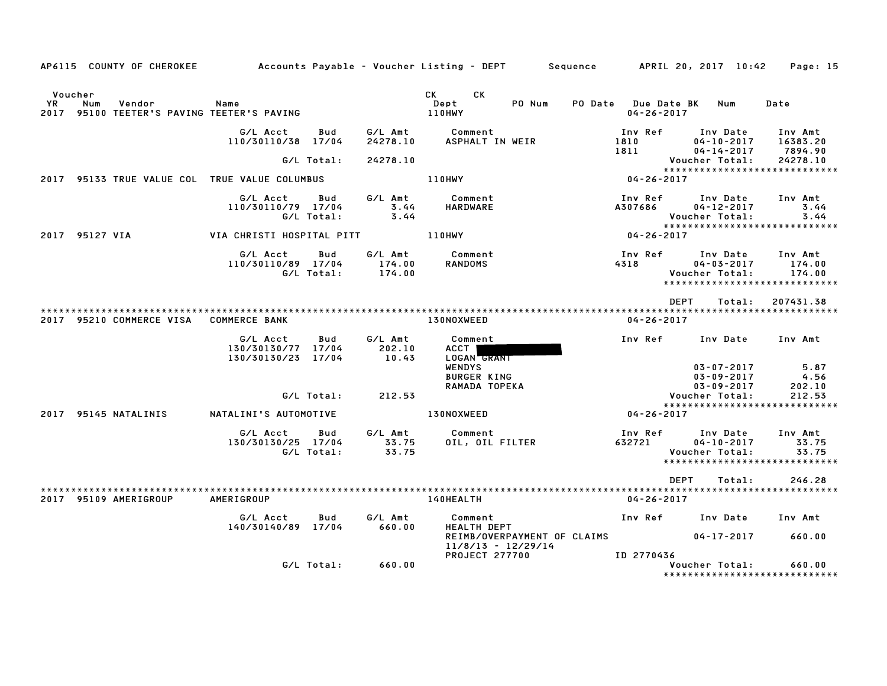AP6115 COUNTY OF CHEROKEE Accounts Payable - Voucher Listing - DEPT Sequence APRIL 20, 2017 10:42

| Voucher YR | Num | Vendor | Name | CK Dept | CK | PO Num | PO Date | Due Date BK | Num | Date |
|---|---|---|---|---|---|---|---|---|---|---|
| 2017 | 95100 | TEETER'S PAVING | TEETER'S PAVING | 110HWY | | | | 04-26-2017 | | |

| G/L Acct | Bud | G/L Amt | Comment | Inv Ref | Inv Date | Inv Amt |
|---|---|---|---|---|---|---|
| 110/30110/38 | 17/04 | 24278.10 | ASPHALT IN WEIR | 1810 | 04-10-2017 | 16383.20 |
| | | | | 1811 | 04-14-2017 | 7894.90 |
| | G/L Total: | 24278.10 | | | Voucher Total: | 24278.10 |

*****************************

| 2017 | 95133 | TRUE VALUE COL | TRUE VALUE COLUMBUS | 110HWY | 04-26-2017 |
|---|---|---|---|---|---|

| G/L Acct | Bud | G/L Amt | Comment | Inv Ref | Inv Date | Inv Amt |
|---|---|---|---|---|---|---|
| 110/30110/79 | 17/04 | 3.44 | HARDWARE | A307686 | 04-12-2017 | 3.44 |
| | G/L Total: | 3.44 | | | Voucher Total: | 3.44 |

*****************************

| 2017 | 95127 | VIA | VIA CHRISTI HOSPITAL PITT | 110HWY | 04-26-2017 |
|---|---|---|---|---|---|

| G/L Acct | Bud | G/L Amt | Comment | Inv Ref | Inv Date | Inv Amt |
|---|---|---|---|---|---|---|
| 110/30110/89 | 17/04 | 174.00 | RANDOMS | 4318 | 04-03-2017 | 174.00 |
| | G/L Total: | 174.00 | | | Voucher Total: | 174.00 |

*****************************

DEPT Total: 207431.38

*****************************

| 2017 | 95210 | COMMERCE VISA | COMMERCE BANK | 130NOXWEED | 04-26-2017 |
|---|---|---|---|---|---|

| G/L Acct | Bud | G/L Amt | Comment | Inv Ref | Inv Date | Inv Amt |
|---|---|---|---|---|---|---|
| 130/30130/77 | 17/04 | 202.10 | ACCT [REDACTED] | | | |
| 130/30130/23 | 17/04 | 10.43 | LOGAN GRANT | | | |
| | | | WENDYS | | 03-07-2017 | 5.87 |
| | | | BURGER KING | | 03-09-2017 | 4.56 |
| | | | RAMADA TOPEKA | | 03-09-2017 | 202.10 |
| | G/L Total: | 212.53 | | | Voucher Total: | 212.53 |

*****************************

| 2017 | 95145 | NATALINIS | NATALINI'S AUTOMOTIVE | 130NOXWEED | 04-26-2017 |
|---|---|---|---|---|---|

| G/L Acct | Bud | G/L Amt | Comment | Inv Ref | Inv Date | Inv Amt |
|---|---|---|---|---|---|---|
| 130/30130/25 | 17/04 | 33.75 | OIL, OIL FILTER | 632721 | 04-10-2017 | 33.75 |
| | G/L Total: | 33.75 | | | Voucher Total: | 33.75 |

*****************************

DEPT Total: 246.28

*****************************

| 2017 | 95109 | AMERIGROUP | AMERIGROUP | 140HEALTH | 04-26-2017 |
|---|---|---|---|---|---|

| G/L Acct | Bud | G/L Amt | Comment | Inv Ref | Inv Date | Inv Amt |
|---|---|---|---|---|---|---|
| 140/30140/89 | 17/04 | 660.00 | HEALTH DEPT | | | |
| | | | REIMB/OVERPAYMENT OF CLAIMS | | 04-17-2017 | 660.00 |
| | | | 11/8/13 - 12/29/14 | | | |
| | | | PROJECT 277700 | ID 2770436 | | |
| | G/L Total: | 660.00 | | | Voucher Total: | 660.00 |

*****************************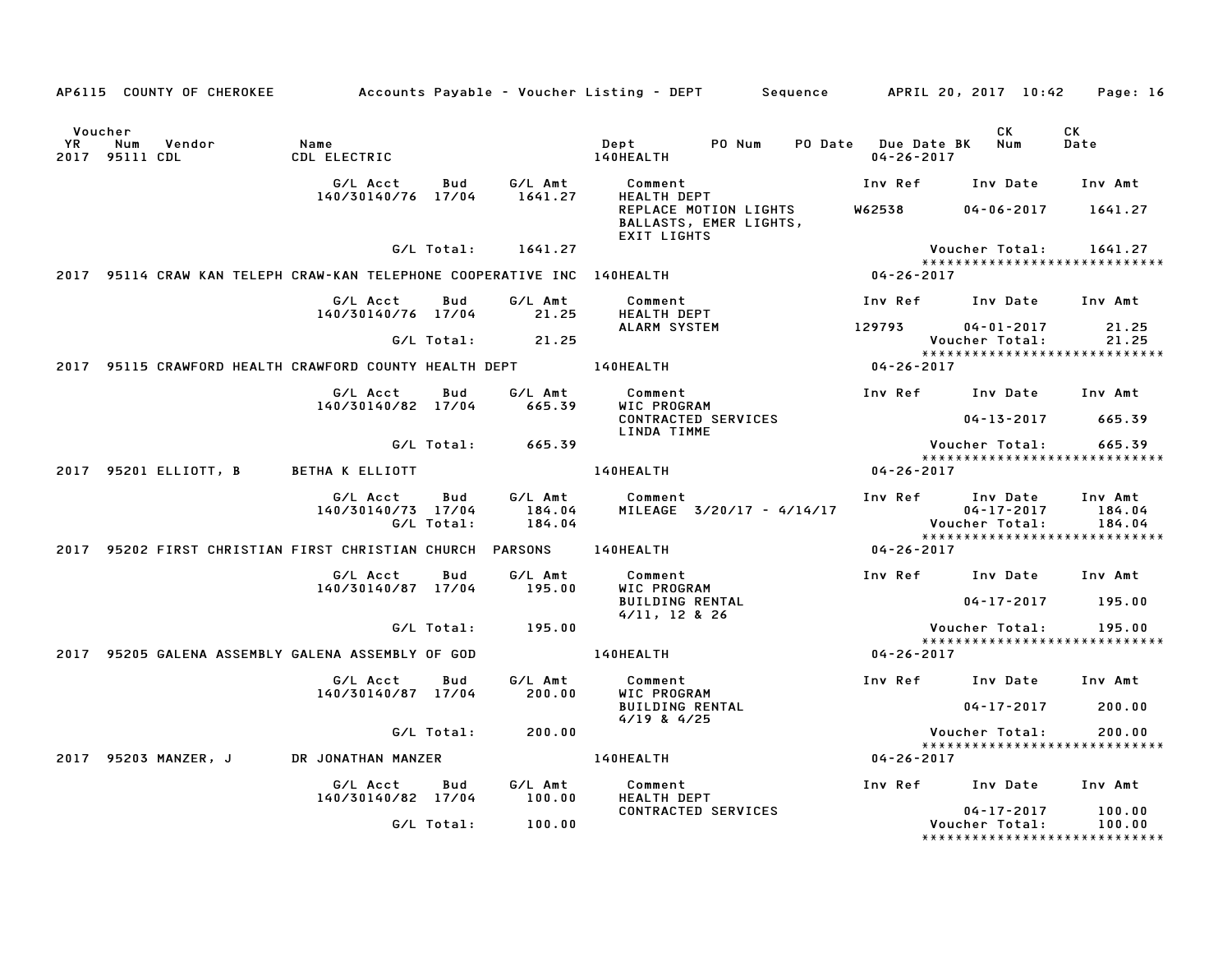AP6115 COUNTY OF CHEROKEE Accounts Payable - Voucher Listing - DEPT Sequence APRIL 20, 2017 10:42 Page: 16

| Voucher YR | Num | Vendor | Name | Dept | PO Num | PO Date | Due Date BK | CK Num | CK Date |
|---|---|---|---|---|---|---|---|---|---|
| 2017 | 95111 | CDL | CDL ELECTRIC | 140HEALTH | | | 04-26-2017 | | |

| G/L Acct | Bud | G/L Amt | Comment | Inv Ref | Inv Date | Inv Amt |
|---|---|---|---|---|---|---|
| 140/30140/76 | 17/04 | 1641.27 | HEALTH DEPT REPLACE MOTION LIGHTS BALLASTS, EMER LIGHTS, EXIT LIGHTS | W62538 | 04-06-2017 | 1641.27 |
| | G/L Total: | 1641.27 | | | Voucher Total: | 1641.27 |

****************************

| Voucher YR | Num | Vendor | Name | Dept | Due Date BK |
|---|---|---|---|---|---|
| 2017 | 95114 | CRAW KAN TELEPH | CRAW-KAN TELEPHONE COOPERATIVE INC | 140HEALTH | 04-26-2017 |

| G/L Acct | Bud | G/L Amt | Comment | Inv Ref | Inv Date | Inv Amt |
|---|---|---|---|---|---|---|
| 140/30140/76 | 17/04 | 21.25 | HEALTH DEPT ALARM SYSTEM | 129793 | 04-01-2017 | 21.25 |
| | G/L Total: | 21.25 | | | Voucher Total: | 21.25 |

****************************

| Voucher YR | Num | Vendor | Name | Dept | Due Date BK |
|---|---|---|---|---|---|
| 2017 | 95115 | CRAWFORD HEALTH | CRAWFORD COUNTY HEALTH DEPT | 140HEALTH | 04-26-2017 |

| G/L Acct | Bud | G/L Amt | Comment | Inv Ref | Inv Date | Inv Amt |
|---|---|---|---|---|---|---|
| 140/30140/82 | 17/04 | 665.39 | WIC PROGRAM CONTRACTED SERVICES LINDA TIMME | | 04-13-2017 | 665.39 |
| | G/L Total: | 665.39 | | | Voucher Total: | 665.39 |

****************************

| Voucher YR | Num | Vendor | Name | Dept | Due Date BK |
|---|---|---|---|---|---|
| 2017 | 95201 | ELLIOTT, B | BETHA K ELLIOTT | 140HEALTH | 04-26-2017 |

| G/L Acct | Bud | G/L Amt | Comment | Inv Ref | Inv Date | Inv Amt |
|---|---|---|---|---|---|---|
| 140/30140/73 | 17/04 | 184.04 | MILEAGE 3/20/17 - 4/14/17 | | 04-17-2017 | 184.04 |
| | G/L Total: | 184.04 | | | Voucher Total: | 184.04 |

****************************

| Voucher YR | Num | Vendor | Name | Dept | Due Date BK |
|---|---|---|---|---|---|
| 2017 | 95202 | FIRST CHRISTIAN | FIRST CHRISTIAN CHURCH PARSONS | 140HEALTH | 04-26-2017 |

| G/L Acct | Bud | G/L Amt | Comment | Inv Ref | Inv Date | Inv Amt |
|---|---|---|---|---|---|---|
| 140/30140/87 | 17/04 | 195.00 | WIC PROGRAM BUILDING RENTAL 4/11, 12 & 26 | | 04-17-2017 | 195.00 |
| | G/L Total: | 195.00 | | | Voucher Total: | 195.00 |

****************************

| Voucher YR | Num | Vendor | Name | Dept | Due Date BK |
|---|---|---|---|---|---|
| 2017 | 95205 | GALENA ASSEMBLY | GALENA ASSEMBLY OF GOD | 140HEALTH | 04-26-2017 |

| G/L Acct | Bud | G/L Amt | Comment | Inv Ref | Inv Date | Inv Amt |
|---|---|---|---|---|---|---|
| 140/30140/87 | 17/04 | 200.00 | WIC PROGRAM BUILDING RENTAL 4/19 & 4/25 | | 04-17-2017 | 200.00 |
| | G/L Total: | 200.00 | | | Voucher Total: | 200.00 |

****************************

| Voucher YR | Num | Vendor | Name | Dept | Due Date BK |
|---|---|---|---|---|---|
| 2017 | 95203 | MANZER, J | DR JONATHAN MANZER | 140HEALTH | 04-26-2017 |

| G/L Acct | Bud | G/L Amt | Comment | Inv Ref | Inv Date | Inv Amt |
|---|---|---|---|---|---|---|
| 140/30140/82 | 17/04 | 100.00 | HEALTH DEPT CONTRACTED SERVICES | | 04-17-2017 | 100.00 |
| | G/L Total: | 100.00 | | | Voucher Total: | 100.00 |

****************************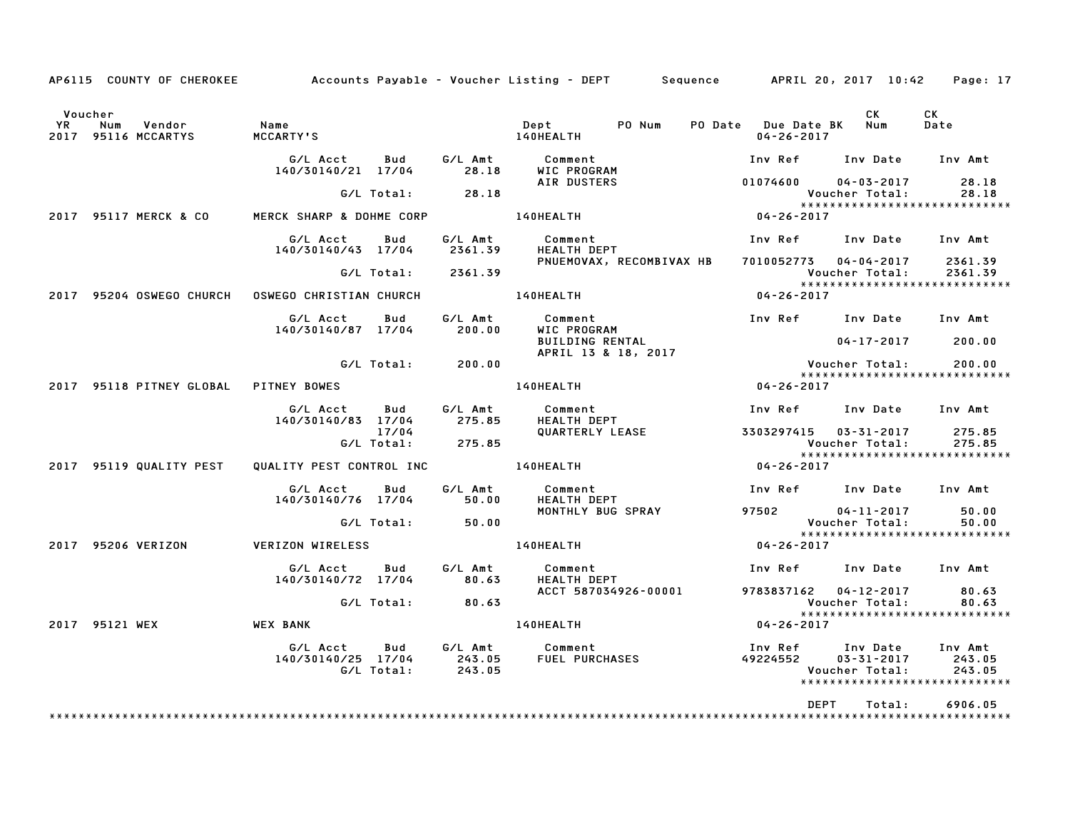AP6115 COUNTY OF CHEROKEE    Accounts Payable - Voucher Listing - DEPT    Sequence    APRIL 20, 2017 10:42    Page: 17

| Voucher YR | Num | Vendor | Name | Dept | PO Num | PO Date | Due Date BK | CK Num | CK Date |
|---|---|---|---|---|---|---|---|---|---|
| 2017 | 95116 | MCCARTYS | MCCARTY'S | 140HEALTH | | | 04-26-2017 | | |

| G/L Acct | Bud | G/L Amt | Comment | Inv Ref | Inv Date | Inv Amt |
|---|---|---|---|---|---|---|
| 140/30140/21 | 17/04 | 28.18 | WIC PROGRAM | | | |
| | | | AIR DUSTERS | 01074600 | 04-03-2017 | 28.18 |
| | G/L Total: | 28.18 | | | Voucher Total: | 28.18 |

| Voucher YR | Num | Vendor | Name | Dept | Due Date BK |
|---|---|---|---|---|---|
| 2017 | 95117 | MERCK & CO | MERCK SHARP & DOHME CORP | 140HEALTH | 04-26-2017 |

| G/L Acct | Bud | G/L Amt | Comment | Inv Ref | Inv Date | Inv Amt |
|---|---|---|---|---|---|---|
| 140/30140/43 | 17/04 | 2361.39 | HEALTH DEPT | | | |
| | | | PNUEMOVAX, RECOMBIVAX HB | 7010052773 | 04-04-2017 | 2361.39 |
| | G/L Total: | 2361.39 | | | Voucher Total: | 2361.39 |

| Voucher YR | Num | Vendor | Name | Dept | Due Date BK |
|---|---|---|---|---|---|
| 2017 | 95204 | OSWEGO CHURCH | OSWEGO CHRISTIAN CHURCH | 140HEALTH | 04-26-2017 |

| G/L Acct | Bud | G/L Amt | Comment | Inv Ref | Inv Date | Inv Amt |
|---|---|---|---|---|---|---|
| 140/30140/87 | 17/04 | 200.00 | WIC PROGRAM | | | |
| | | | BUILDING RENTAL | | 04-17-2017 | 200.00 |
| | | | APRIL 13 & 18, 2017 | | | |
| | G/L Total: | 200.00 | | | Voucher Total: | 200.00 |

| Voucher YR | Num | Vendor | Name | Dept | Due Date BK |
|---|---|---|---|---|---|
| 2017 | 95118 | PITNEY GLOBAL | PITNEY BOWES | 140HEALTH | 04-26-2017 |

| G/L Acct | Bud | G/L Amt | Comment | Inv Ref | Inv Date | Inv Amt |
|---|---|---|---|---|---|---|
| 140/30140/83 | 17/04 | 275.85 | HEALTH DEPT | | | |
| | 17/04 | | QUARTERLY LEASE | 3303297415 | 03-31-2017 | 275.85 |
| | G/L Total: | 275.85 | | | Voucher Total: | 275.85 |

| Voucher YR | Num | Vendor | Name | Dept | Due Date BK |
|---|---|---|---|---|---|
| 2017 | 95119 | QUALITY PEST | QUALITY PEST CONTROL INC | 140HEALTH | 04-26-2017 |

| G/L Acct | Bud | G/L Amt | Comment | Inv Ref | Inv Date | Inv Amt |
|---|---|---|---|---|---|---|
| 140/30140/76 | 17/04 | 50.00 | HEALTH DEPT | | | |
| | | | MONTHLY BUG SPRAY | 97502 | 04-11-2017 | 50.00 |
| | G/L Total: | 50.00 | | | Voucher Total: | 50.00 |

| Voucher YR | Num | Vendor | Name | Dept | Due Date BK |
|---|---|---|---|---|---|
| 2017 | 95206 | VERIZON | VERIZON WIRELESS | 140HEALTH | 04-26-2017 |

| G/L Acct | Bud | G/L Amt | Comment | Inv Ref | Inv Date | Inv Amt |
|---|---|---|---|---|---|---|
| 140/30140/72 | 17/04 | 80.63 | HEALTH DEPT | | | |
| | | | ACCT 587034926-00001 | 9783837162 | 04-12-2017 | 80.63 |
| | G/L Total: | 80.63 | | | Voucher Total: | 80.63 |

| Voucher YR | Num | Vendor | Name | Dept | Due Date BK |
|---|---|---|---|---|---|
| 2017 | 95121 | WEX | WEX BANK | 140HEALTH | 04-26-2017 |

| G/L Acct | Bud | G/L Amt | Comment | Inv Ref | Inv Date | Inv Amt |
|---|---|---|---|---|---|---|
| 140/30140/25 | 17/04 | 243.05 | FUEL PURCHASES | 49224552 | 03-31-2017 | 243.05 |
| | G/L Total: | 243.05 | | | Voucher Total: | 243.05 |

DEPT Total: 6906.05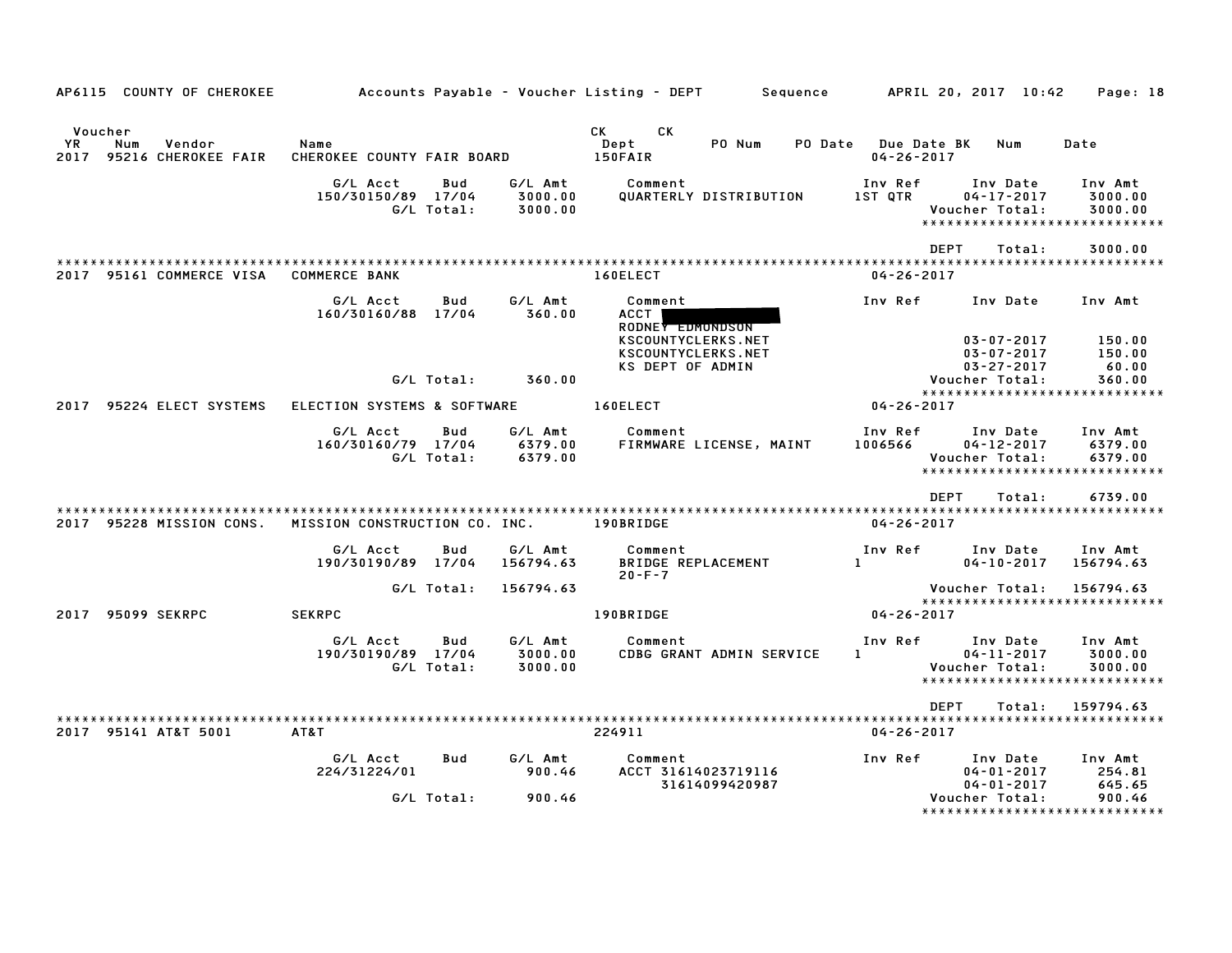AP6115 COUNTY OF CHEROKEE Accounts Payable - Voucher Listing - DEPT Sequence APRIL 20, 2017 10:42

| Voucher YR | Num | Vendor | Name | CK Dept | CK | PO Num | PO Date | Due Date | BK | Num | Date |
|---|---|---|---|---|---|---|---|---|---|---|---|
| 2017 | 95216 | CHEROKEE FAIR | CHEROKEE COUNTY FAIR BOARD | 150FAIR | | | | 04-26-2017 | | | |

| G/L Acct | Bud | G/L Amt | Comment | Inv Ref | Inv Date | Inv Amt |
|---|---|---|---|---|---|---|
| 150/30150/89 | 17/04 | 3000.00 | QUARTERLY DISTRIBUTION | 1ST QTR | 04-17-2017 | 3000.00 |
| | G/L Total: | 3000.00 | | | Voucher Total: | 3000.00 |

DEPT Total: 3000.00

| YR | Num | Vendor | Name | Dept | Due Date |
|---|---|---|---|---|---|
| 2017 | 95161 | COMMERCE VISA | COMMERCE BANK | 160ELECT | 04-26-2017 |

| G/L Acct | Bud | G/L Amt | Comment | Inv Ref | Inv Date | Inv Amt |
|---|---|---|---|---|---|---|
| 160/30160/88 | 17/04 | 360.00 | ACCT [REDACTED] RODNEY EDMONDSON | | | |
| | | | KSCOUNTYCLERKS.NET | | 03-07-2017 | 150.00 |
| | | | KSCOUNTYCLERKS.NET | | 03-07-2017 | 150.00 |
| | | | KS DEPT OF ADMIN | | 03-27-2017 | 60.00 |
| | G/L Total: | 360.00 | | | Voucher Total: | 360.00 |

| YR | Num | Vendor | Name | Dept | Due Date |
|---|---|---|---|---|---|
| 2017 | 95224 | ELECT SYSTEMS | ELECTION SYSTEMS & SOFTWARE | 160ELECT | 04-26-2017 |

| G/L Acct | Bud | G/L Amt | Comment | Inv Ref | Inv Date | Inv Amt |
|---|---|---|---|---|---|---|
| 160/30160/79 | 17/04 | 6379.00 | FIRMWARE LICENSE, MAINT | 1006566 | 04-12-2017 | 6379.00 |
| | G/L Total: | 6379.00 | | | Voucher Total: | 6379.00 |

DEPT Total: 6739.00

| YR | Num | Vendor | Name | Dept | Due Date |
|---|---|---|---|---|---|
| 2017 | 95228 | MISSION CONS. | MISSION CONSTRUCTION CO. INC. | 190BRIDGE | 04-26-2017 |

| G/L Acct | Bud | G/L Amt | Comment | Inv Ref | Inv Date | Inv Amt |
|---|---|---|---|---|---|---|
| 190/30190/89 | 17/04 | 156794.63 | BRIDGE REPLACEMENT 20-F-7 | 1 | 04-10-2017 | 156794.63 |
| | G/L Total: | 156794.63 | | | Voucher Total: | 156794.63 |

| YR | Num | Vendor | Name | Dept | Due Date |
|---|---|---|---|---|---|
| 2017 | 95099 | SEKRPC | SEKRPC | 190BRIDGE | 04-26-2017 |

| G/L Acct | Bud | G/L Amt | Comment | Inv Ref | Inv Date | Inv Amt |
|---|---|---|---|---|---|---|
| 190/30190/89 | 17/04 | 3000.00 | CDBG GRANT ADMIN SERVICE | 1 | 04-11-2017 | 3000.00 |
| | G/L Total: | 3000.00 | | | Voucher Total: | 3000.00 |

DEPT Total: 159794.63

| YR | Num | Vendor | Name | Dept | Due Date |
|---|---|---|---|---|---|
| 2017 | 95141 | AT&T 5001 | AT&T | 224911 | 04-26-2017 |

| G/L Acct | Bud | G/L Amt | Comment | Inv Ref | Inv Date | Inv Amt |
|---|---|---|---|---|---|---|
| 224/31224/01 | | 900.46 | ACCT 31614023719116 | | 04-01-2017 | 254.81 |
| | | | 31614099420987 | | 04-01-2017 | 645.65 |
| | G/L Total: | 900.46 | | | Voucher Total: | 900.46 |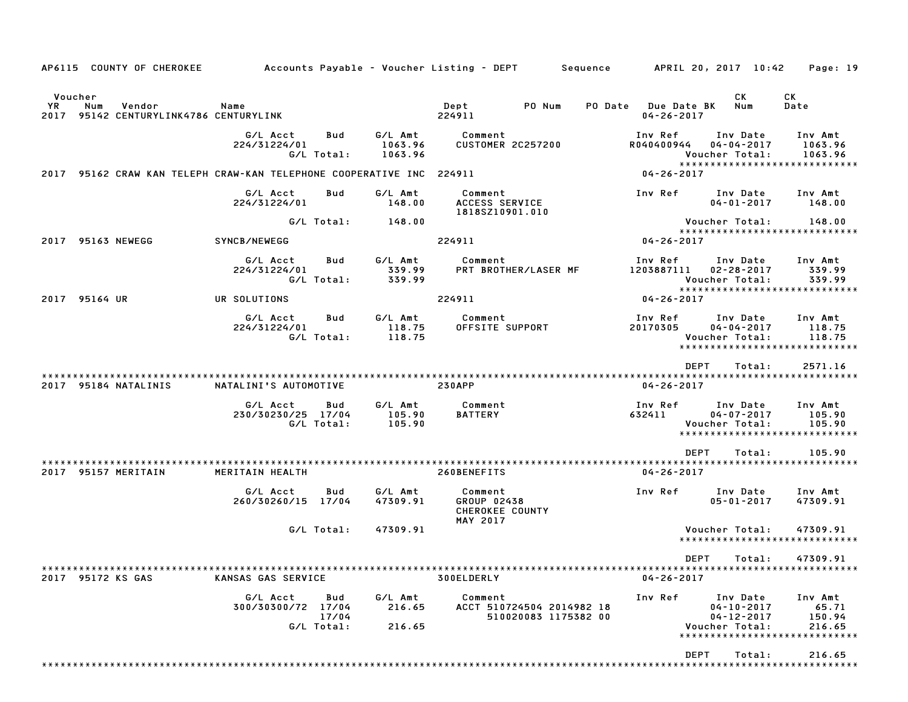AP6115 COUNTY OF CHEROKEE Accounts Payable - Voucher Listing - DEPT Sequence APRIL 20, 2017 10:42

| Voucher YR | Num | Vendor | Name | Dept | PO Num | PO Date | Due Date BK | CK Num | CK Date |
|---|---|---|---|---|---|---|---|---|---|
| 2017 | 95142 | CENTURYLINK4786 | CENTURYLINK | 224911 | | | 04-26-2017 | | |

| G/L Acct | Bud | G/L Amt | Comment | Inv Ref | Inv Date | Inv Amt |
|---|---|---|---|---|---|---|
| 224/31224/01 | | 1063.96 | CUSTOMER 2C257200 | R040400944 | 04-04-2017 | 1063.96 |
| | G/L Total: | 1063.96 | | | Voucher Total: | 1063.96 |

******************************

| Voucher YR | Num | Vendor | Name | Dept | Due Date BK |
|---|---|---|---|---|---|
| 2017 | 95162 | CRAW KAN TELEPH | CRAW-KAN TELEPHONE COOPERATIVE INC | 224911 | 04-26-2017 |

| G/L Acct | Bud | G/L Amt | Comment | Inv Ref | Inv Date | Inv Amt |
|---|---|---|---|---|---|---|
| 224/31224/01 | | 148.00 | ACCESS SERVICE 1818SZ10901.010 | | 04-01-2017 | 148.00 |
| | G/L Total: | 148.00 | | | Voucher Total: | 148.00 |

******************************

| Voucher YR | Num | Vendor | Name | Dept | Due Date BK |
|---|---|---|---|---|---|
| 2017 | 95163 | NEWEGG | SYNCB/NEWEGG | 224911 | 04-26-2017 |

| G/L Acct | Bud | G/L Amt | Comment | Inv Ref | Inv Date | Inv Amt |
|---|---|---|---|---|---|---|
| 224/31224/01 | | 339.99 | PRT BROTHER/LASER MF | 1203887111 | 02-28-2017 | 339.99 |
| | G/L Total: | 339.99 | | | Voucher Total: | 339.99 |

******************************

| Voucher YR | Num | Vendor | Name | Dept | Due Date BK |
|---|---|---|---|---|---|
| 2017 | 95164 | UR | UR SOLUTIONS | 224911 | 04-26-2017 |

| G/L Acct | Bud | G/L Amt | Comment | Inv Ref | Inv Date | Inv Amt |
|---|---|---|---|---|---|---|
| 224/31224/01 | | 118.75 | OFFSITE SUPPORT | 20170305 | 04-04-2017 | 118.75 |
| | G/L Total: | 118.75 | | | Voucher Total: | 118.75 |

******************************

DEPT Total: 2571.16

******************************

| Voucher YR | Num | Vendor | Name | Dept | Due Date BK |
|---|---|---|---|---|---|
| 2017 | 95184 | NATALINIS | NATALINI'S AUTOMOTIVE | 230APP | 04-26-2017 |

| G/L Acct | Bud | G/L Amt | Comment | Inv Ref | Inv Date | Inv Amt |
|---|---|---|---|---|---|---|
| 230/30230/25 | 17/04 | 105.90 | BATTERY | 632411 | 04-07-2017 | 105.90 |
| | G/L Total: | 105.90 | | | Voucher Total: | 105.90 |

******************************

DEPT Total: 105.90

******************************

| Voucher YR | Num | Vendor | Name | Dept | Due Date BK |
|---|---|---|---|---|---|
| 2017 | 95157 | MERITAIN | MERITAIN HEALTH | 260BENEFITS | 04-26-2017 |

| G/L Acct | Bud | G/L Amt | Comment | Inv Ref | Inv Date | Inv Amt |
|---|---|---|---|---|---|---|
| 260/30260/15 | 17/04 | 47309.91 | GROUP 02438 CHEROKEE COUNTY MAY 2017 | | 05-01-2017 | 47309.91 |
| | G/L Total: | 47309.91 | | | Voucher Total: | 47309.91 |

******************************

DEPT Total: 47309.91

******************************

| Voucher YR | Num | Vendor | Name | Dept | Due Date BK |
|---|---|---|---|---|---|
| 2017 | 95172 | KS GAS | KANSAS GAS SERVICE | 300ELDERLY | 04-26-2017 |

| G/L Acct | Bud | G/L Amt | Comment | Inv Ref | Inv Date | Inv Amt |
|---|---|---|---|---|---|---|
| 300/30300/72 | 17/04 | 216.65 | ACCT 510724504 2014982 18 | | 04-10-2017 | 65.71 |
| | 17/04 | | 510020083 1175382 00 | | 04-12-2017 | 150.94 |
| | G/L Total: | 216.65 | | | Voucher Total: | 216.65 |

******************************

DEPT Total: 216.65

******************************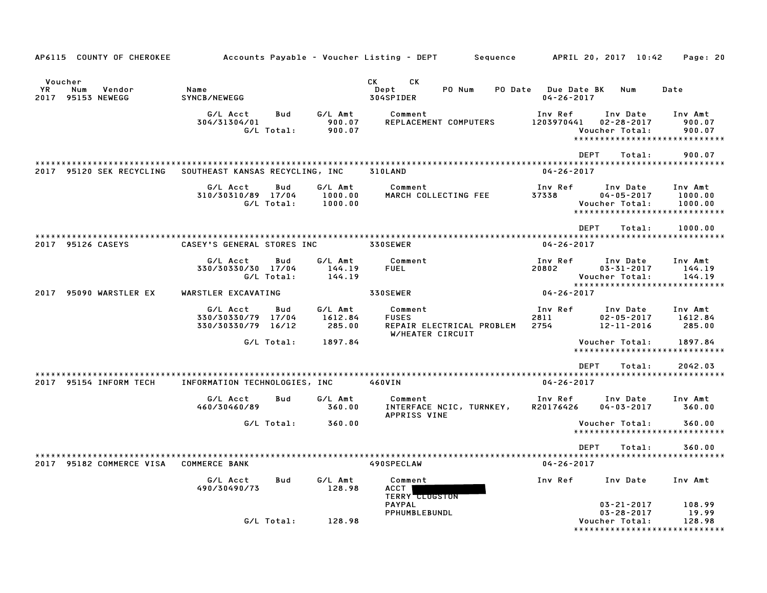AP6115 COUNTY OF CHEROKEE — Accounts Payable - Voucher Listing - DEPT — Sequence — APRIL 20, 2017 10:42

| Voucher YR | Num | Vendor | Name | CK Dept | CK PO Num | PO Date | Due Date | BK | Num | Date |
|---|---|---|---|---|---|---|---|---|---|---|
| 2017 | 95153 | NEWEGG | SYNCB/NEWEGG | 304SPIDER | | | 04-26-2017 | | | |

| G/L Acct | Bud | G/L Amt | Comment | Inv Ref | Inv Date | Inv Amt |
|---|---|---|---|---|---|---|
| 304/31304/01 | | 900.07 | REPLACEMENT COMPUTERS | 1203970441 | 02-28-2017 | 900.07 |
| | G/L Total: | 900.07 | | | Voucher Total: | 900.07 |

DEPT Total: 900.07

| Voucher YR | Num | Vendor | Name | CK Dept | Due Date |
|---|---|---|---|---|---|
| 2017 | 95120 | SEK RECYCLING | SOUTHEAST KANSAS RECYCLING, INC | 310LAND | 04-26-2017 |

| G/L Acct | Bud | G/L Amt | Comment | Inv Ref | Inv Date | Inv Amt |
|---|---|---|---|---|---|---|
| 310/30310/89 | 17/04 | 1000.00 | MARCH COLLECTING FEE | 37338 | 04-05-2017 | 1000.00 |
| | G/L Total: | 1000.00 | | | Voucher Total: | 1000.00 |

DEPT Total: 1000.00

| Voucher YR | Num | Vendor | Name | CK Dept | Due Date |
|---|---|---|---|---|---|
| 2017 | 95126 | CASEYS | CASEY'S GENERAL STORES INC | 330SEWER | 04-26-2017 |

| G/L Acct | Bud | G/L Amt | Comment | Inv Ref | Inv Date | Inv Amt |
|---|---|---|---|---|---|---|
| 330/30330/30 | 17/04 | 144.19 | FUEL | 20802 | 03-31-2017 | 144.19 |
| | G/L Total: | 144.19 | | | Voucher Total: | 144.19 |

| Voucher YR | Num | Vendor | Name | CK Dept | Due Date |
|---|---|---|---|---|---|
| 2017 | 95090 | WARSTLER EX | WARSTLER EXCAVATING | 330SEWER | 04-26-2017 |

| G/L Acct | Bud | G/L Amt | Comment | Inv Ref | Inv Date | Inv Amt |
|---|---|---|---|---|---|---|
| 330/30330/79 | 17/04 | 1612.84 | FUSES | 2811 | 02-05-2017 | 1612.84 |
| 330/30330/79 | 16/12 | 285.00 | REPAIR ELECTRICAL PROBLEM W/HEATER CIRCUIT | 2754 | 12-11-2016 | 285.00 |
| | G/L Total: | 1897.84 | | | Voucher Total: | 1897.84 |

DEPT Total: 2042.03

| Voucher YR | Num | Vendor | Name | CK Dept | Due Date |
|---|---|---|---|---|---|
| 2017 | 95154 | INFORM TECH | INFORMATION TECHNOLOGIES, INC | 460VIN | 04-26-2017 |

| G/L Acct | Bud | G/L Amt | Comment | Inv Ref | Inv Date | Inv Amt |
|---|---|---|---|---|---|---|
| 460/30460/89 | | 360.00 | INTERFACE NCIC, TURNKEY, APPRISS VINE | R20176426 | 04-03-2017 | 360.00 |
| | G/L Total: | 360.00 | | | Voucher Total: | 360.00 |

DEPT Total: 360.00

| Voucher YR | Num | Vendor | Name | CK Dept | Due Date |
|---|---|---|---|---|---|
| 2017 | 95182 | COMMERCE VISA | COMMERCE BANK | 490SPECLAW | 04-26-2017 |

| G/L Acct | Bud | G/L Amt | Comment | Inv Ref | Inv Date | Inv Amt |
|---|---|---|---|---|---|---|
| 490/30490/73 | | 128.98 | ACCT [REDACTED] TERRY CLUGSTON | | | |
| | | | PAYPAL | | 03-21-2017 | 108.99 |
| | | | PPHUMBLEBUNDL | | 03-28-2017 | 19.99 |
| | G/L Total: | 128.98 | | | Voucher Total: | 128.98 |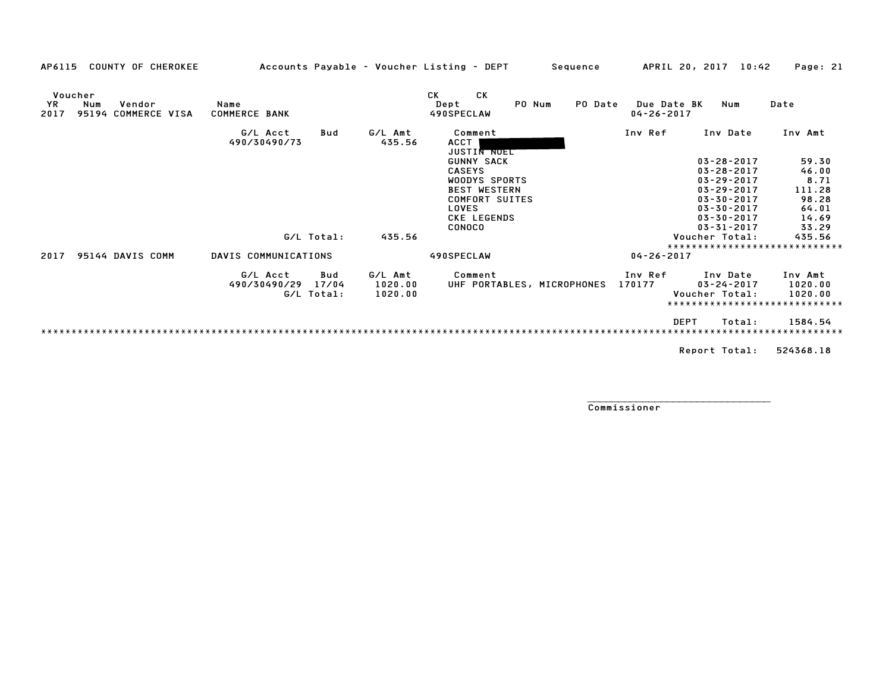AP6115 COUNTY OF CHEROKEE — Accounts Payable - Voucher Listing - DEPT Sequence — APRIL 20, 2017 10:42

| Voucher YR | Num | Vendor | Name | CK Dept | CK | PO Num | PO Date | Due Date | BK | Num | Date |
|---|---|---|---|---|---|---|---|---|---|---|---|
| 2017 | 95194 | COMMERCE VISA | COMMERCE BANK | 490SPECLAW | | | | 04-26-2017 | | | |

| G/L Acct | Bud | G/L Amt | Comment | Inv Ref | Inv Date | Inv Amt |
|---|---|---|---|---|---|---|
| 490/30490/73 | | 435.56 | ACCT [REDACTED] | | | |
| | | | JUSTIN NOEL | | | |
| | | | GUNNY SACK | | 03-28-2017 | 59.30 |
| | | | CASEYS | | 03-28-2017 | 46.00 |
| | | | WOODYS SPORTS | | 03-29-2017 | 8.71 |
| | | | BEST WESTERN | | 03-29-2017 | 111.28 |
| | | | COMFORT SUITES | | 03-30-2017 | 98.28 |
| | | | LOVES | | 03-30-2017 | 64.01 |
| | | | CKE LEGENDS | | 03-30-2017 | 14.69 |
| | | | CONOCO | | 03-31-2017 | 33.29 |
| | G/L Total: | 435.56 | | | Voucher Total: | 435.56 |

****************************

| Voucher YR | Num | Vendor | Name | CK Dept | Due Date |
|---|---|---|---|---|---|
| 2017 | 95144 | DAVIS COMM | DAVIS COMMUNICATIONS | 490SPECLAW | 04-26-2017 |

| G/L Acct | Bud | G/L Amt | Comment | Inv Ref | Inv Date | Inv Amt |
|---|---|---|---|---|---|---|
| 490/30490/29 | 17/04 | 1020.00 | UHF PORTABLES, MICROPHONES | 170177 | 03-24-2017 | 1020.00 |
| | G/L Total: | 1020.00 | | | Voucher Total: | 1020.00 |

****************************

DEPT Total: 1584.54

****************************************************************************************************

Report Total: 524368.18

\_\_\_\_\_\_\_\_\_\_\_\_\_\_\_\_\_\_\_\_\_\_\_\_\_\_\_\_\_\_

Commissioner